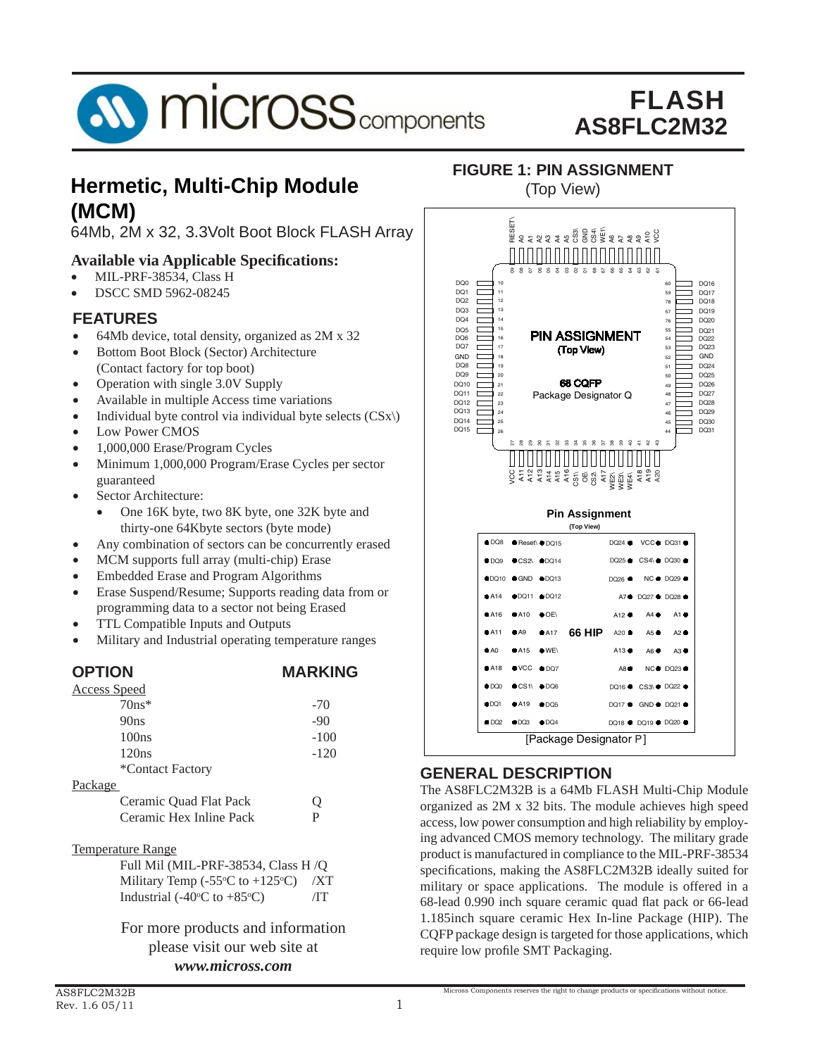# FLASH
# AS8FLC2M32

## Hermetic, Multi-Chip Module (MCM)

64Mb, 2M x 32, 3.3Volt Boot Block FLASH Array

### Available via Applicable Specifications:

- MIL-PRF-38534, Class H
- DSCC SMD 5962-08245

### FEATURES

- 64Mb device, total density, organized as 2M x 32
- Bottom Boot Block (Sector) Architecture (Contact factory for top boot)
- Operation with single 3.0V Supply
- Available in multiple Access time variations
- Individual byte control via individual byte selects (CSx\)
- Low Power CMOS
- 1,000,000 Erase/Program Cycles
- Minimum 1,000,000 Program/Erase Cycles per sector guaranteed
- Sector Architecture:
  - One 16K byte, two 8K byte, one 32K byte and thirty-one 64Kbyte sectors (byte mode)
- Any combination of sectors can be concurrently erased
- MCM supports full array (multi-chip) Erase
- Embedded Erase and Program Algorithms
- Erase Suspend/Resume; Supports reading data from or programming data to a sector not being Erased
- TTL Compatible Inputs and Outputs
- Military and Industrial operating temperature ranges

### OPTION / MARKING

| OPTION | MARKING |
|---|---|
| **Access Speed** | |
| 70ns* | -70 |
| 90ns | -90 |
| 100ns | -100 |
| 120ns | -120 |
| *Contact Factory | |
| **Package** | |
| Ceramic Quad Flat Pack | Q |
| Ceramic Hex Inline Pack | P |
| **Temperature Range** | |
| Full Mil (MIL-PRF-38534, Class H | /Q |
| Military Temp (-55°C to +125°C) | /XT |
| Industrial (-40°C to +85°C) | /IT |

For more products and information please visit our web site at
***www.micross.com***

### FIGURE 1: PIN ASSIGNMENT

(Top View)

**68 CQFP — Package Designator Q**

| Pin | Signal | Pin | Signal | Pin | Signal | Pin | Signal |
|---|---|---|---|---|---|---|---|
| 10 | DQ0 | 27 | VCC | 44 | DQ31 | 61 | VCC |
| 11 | DQ1 | 28 | A11 | 45 | DQ30 | 62 | A10 |
| 12 | DQ2 | 29 | A12 | 46 | DQ29 | 63 | A9 |
| 13 | DQ3 | 30 | A13 | 47 | DQ28 | 64 | A8 |
| 14 | DQ4 | 31 | A14 | 48 | DQ27 | 65 | A7 |
| 15 | DQ5 | 32 | A15 | 49 | DQ26 | 66 | A6 |
| 16 | DQ6 | 33 | A16 | 50 | DQ25 | 67 | WE1\ |
| 17 | DQ7 | 34 | CS1\ | 51 | DQ24 | 68 | CS4\ |
| 18 | GND | 35 | OE\ | 52 | GND | 1 | GND |
| 19 | DQ8 | 36 | CS2\ | 53 | DQ23 | 2 | CS3\ |
| 20 | DQ9 | 37 | A17 | 54 | DQ22 | 3 | A5 |
| 21 | DQ10 | 38 | WE2\ | 55 | DQ21 | 4 | A4 |
| 22 | DQ11 | 39 | WE3\ | 56 | DQ20 | 5 | A3 |
| 23 | DQ12 | 40 | WE4\ | 57 | DQ19 | 6 | A2 |
| 24 | DQ13 | 41 | A18 | 58 | DQ18 | 7 | A1 |
| 25 | DQ14 | 42 | A19 | 59 | DQ17 | 8 | A0 |
| 26 | DQ15 | 43 | A20 | 60 | DQ16 | 9 | RESET\ |

**Pin Assignment (Top View) — 66 HIP [Package Designator P]**

| | | | | | |
|---|---|---|---|---|---|
| DQ8 | Reset\ | DQ15 | DQ24 | VCC | DQ31 |
| DQ9 | CS2\ | DQ14 | DQ25 | CS4\ | DQ30 |
| DQ10 | GND | DQ13 | DQ26 | NC | DQ29 |
| A14 | DQ11 | DQ12 | A7 | DQ27 | DQ28 |
| A16 | A10 | OE\ | A12 | A4 | A1 |
| A11 | A9 | A17 | A20 | A5 | A2 |
| A0 | A15 | WE\ | A13 | A6 | A3 |
| A18 | VCC | DQ7 | A8 | NC | DQ23 |
| DQ0 | CS1\ | DQ6 | DQ16 | CS3\ | DQ22 |
| DQ1 | A19 | DQ5 | DQ17 | GND | DQ21 |
| DQ2 | DQ3 | DQ4 | DQ18 | DQ19 | DQ20 |

### GENERAL DESCRIPTION

The AS8FLC2M32B is a 64Mb FLASH Multi-Chip Module organized as 2M x 32 bits. The module achieves high speed access, low power consumption and high reliability by employing advanced CMOS memory technology. The military grade product is manufactured in compliance to the MIL-PRF-38534 specifications, making the AS8FLC2M32B ideally suited for military or space applications. The module is offered in a 68-lead 0.990 inch square ceramic quad flat pack or 66-lead 1.185inch square ceramic Hex In-line Package (HIP). The CQFP package design is targeted for those applications, which require low profile SMT Packaging.

AS8FLC2M32B
Rev. 1.6 05/11

Micross Components reserves the right to change products or specifications without notice.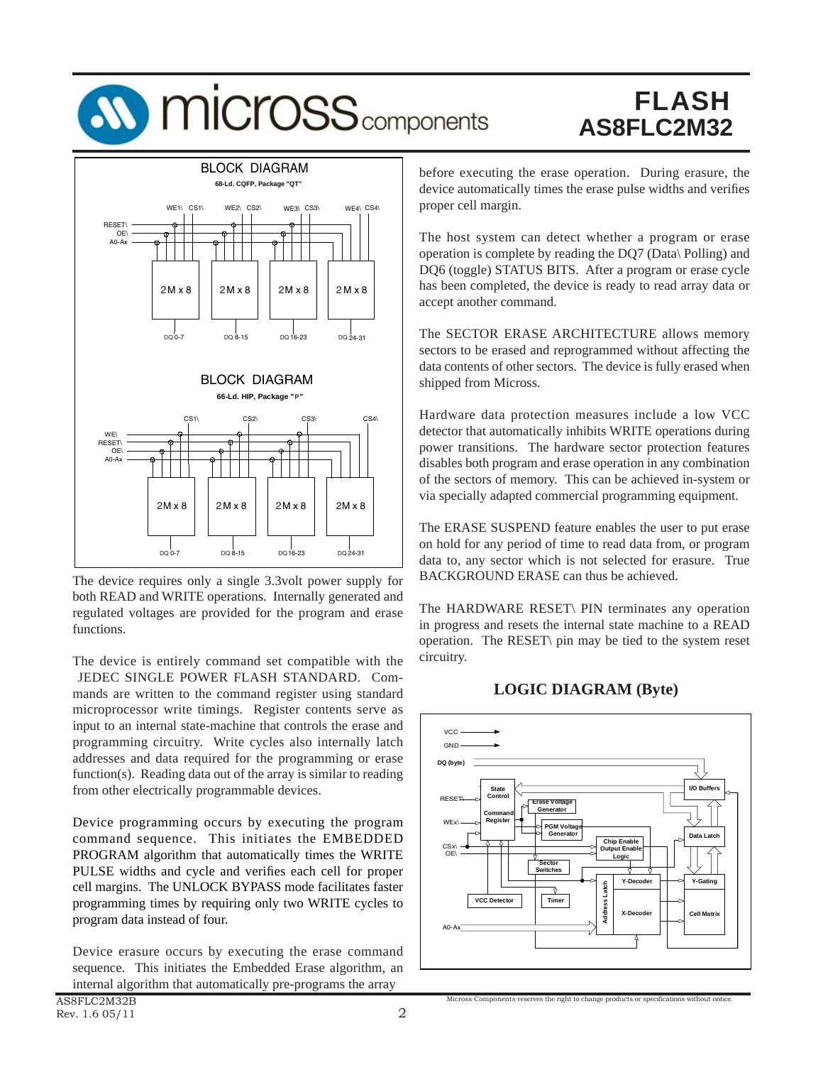BLOCK DIAGRAM

68-Ld. CQFP, Package "QT"

BLOCK DIAGRAM

66-Ld. HIP, Package "P"

The device requires only a single 3.3volt power supply for both READ and WRITE operations. Internally generated and regulated voltages are provided for the program and erase functions.

The device is entirely command set compatible with the JEDEC SINGLE POWER FLASH STANDARD. Commands are written to the command register using standard microprocessor write timings. Register contents serve as input to an internal state-machine that controls the erase and programming circuitry. Write cycles also internally latch addresses and data required for the programming or erase function(s). Reading data out of the array is similar to reading from other electrically programmable devices.

Device programming occurs by executing the program command sequence. This initiates the EMBEDDED PROGRAM algorithm that automatically times the WRITE PULSE widths and cycle and verifies each cell for proper cell margins. The UNLOCK BYPASS mode facilitates faster programming times by requiring only two WRITE cycles to program data instead of four.

Device erasure occurs by executing the erase command sequence. This initiates the Embedded Erase algorithm, an internal algorithm that automatically pre-programs the array before executing the erase operation. During erasure, the device automatically times the erase pulse widths and verifies proper cell margin.

The host system can detect whether a program or erase operation is complete by reading the DQ7 (Data\ Polling) and DQ6 (toggle) STATUS BITS. After a program or erase cycle has been completed, the device is ready to read array data or accept another command.

The SECTOR ERASE ARCHITECTURE allows memory sectors to be erased and reprogrammed without affecting the data contents of other sectors. The device is fully erased when shipped from Micross.

Hardware data protection measures include a low VCC detector that automatically inhibits WRITE operations during power transitions. The hardware sector protection features disables both program and erase operation in any combination of the sectors of memory. This can be achieved in-system or via specially adapted commercial programming equipment.

The ERASE SUSPEND feature enables the user to put erase on hold for any period of time to read data from, or program data to, any sector which is not selected for erasure. True BACKGROUND ERASE can thus be achieved.

The HARDWARE RESET\ PIN terminates any operation in progress and resets the internal state machine to a READ operation. The RESET\ pin may be tied to the system reset circuitry.

## LOGIC DIAGRAM (Byte)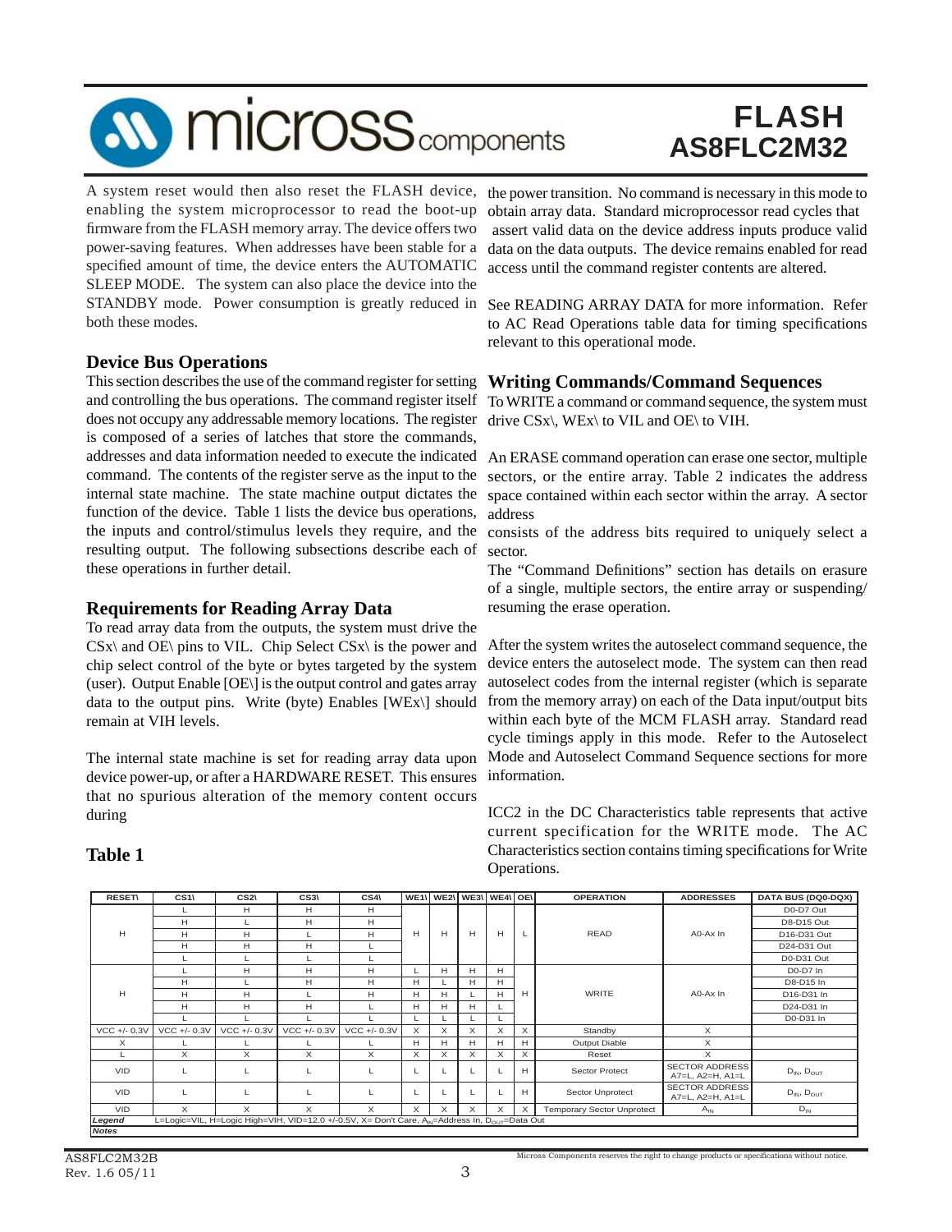A system reset would then also reset the FLASH device, enabling the system microprocessor to read the boot-up firmware from the FLASH memory array. The device offers two power-saving features. When addresses have been stable for a specified amount of time, the device enters the AUTOMATIC SLEEP MODE. The system can also place the device into the STANDBY mode. Power consumption is greatly reduced in both these modes.

## Device Bus Operations

This section describes the use of the command register for setting and controlling the bus operations. The command register itself does not occupy any addressable memory locations. The register is composed of a series of latches that store the commands, addresses and data information needed to execute the indicated command. The contents of the register serve as the input to the internal state machine. The state machine output dictates the function of the device. Table 1 lists the device bus operations, the inputs and control/stimulus levels they require, and the resulting output. The following subsections describe each of these operations in further detail.

## Requirements for Reading Array Data

To read array data from the outputs, the system must drive the CSx\ and OE\ pins to VIL. Chip Select CSx\ is the power and chip select control of the byte or bytes targeted by the system (user). Output Enable [OE\] is the output control and gates array data to the output pins. Write (byte) Enables [WEx\] should remain at VIH levels.

The internal state machine is set for reading array data upon device power-up, or after a HARDWARE RESET. This ensures that no spurious alteration of the memory content occurs during the power transition. No command is necessary in this mode to obtain array data. Standard microprocessor read cycles that assert valid data on the device address inputs produce valid data on the data outputs. The device remains enabled for read access until the command register contents are altered.

See READING ARRAY DATA for more information. Refer to AC Read Operations table data for timing specifications relevant to this operational mode.

## Writing Commands/Command Sequences

To WRITE a command or command sequence, the system must drive CSx\, WEx\ to VIL and OE\ to VIH.

An ERASE command operation can erase one sector, multiple sectors, or the entire array. Table 2 indicates the address space contained within each sector within the array. A sector address consists of the address bits required to uniquely select a sector.

The "Command Definitions" section has details on erasure of a single, multiple sectors, the entire array or suspending/ resuming the erase operation.

After the system writes the autoselect command sequence, the device enters the autoselect mode. The system can then read autoselect codes from the internal register (which is separate from the memory array) on each of the Data input/output bits within each byte of the MCM FLASH array. Standard read cycle timings apply in this mode. Refer to the Autoselect Mode and Autoselect Command Sequence sections for more information.

ICC2 in the DC Characteristics table represents that active current specification for the WRITE mode. The AC Characteristics section contains timing specifications for Write Operations.

## Table 1

| RESET\ | CS1\ | CS2\ | CS3\ | CS4\ | WE1\ | WE2\ | WE3\ | WE4\ | OE\ | OPERATION | ADDRESSES | DATA BUS (DQ0-DQX) |
|---|---|---|---|---|---|---|---|---|---|---|---|---|
| H | L | H | H | H | H | H | H | H | L | READ | A0-Ax In | D0-D7 Out |
| | H | L | H | H | | | | | | | | D8-D15 Out |
| | H | H | L | H | | | | | | | | D16-D31 Out |
| | H | H | H | L | | | | | | | | D24-D31 Out |
| | L | L | L | L | | | | | | | | D0-D31 Out |
| H | L | H | H | H | L | H | H | H | H | WRITE | A0-Ax In | D0-D7 In |
| | H | L | H | H | H | L | H | H | | | | D8-D15 In |
| | H | H | L | H | H | H | L | H | | | | D16-D31 In |
| | H | H | H | L | H | H | H | L | | | | D24-D31 In |
| | L | L | L | L | L | L | L | L | | | | D0-D31 In |
| VCC +/- 0.3V | VCC +/- 0.3V | VCC +/- 0.3V | VCC +/- 0.3V | VCC +/- 0.3V | X | X | X | X | X | Standby | X | |
| X | L | L | L | L | H | H | H | H | H | Output Diable | X | |
| L | X | X | X | X | X | X | X | X | X | Reset | X | |
| VID | L | L | L | L | L | L | L | L | H | Sector Protect | SECTOR ADDRESS A7=L, A2=H, A1=L | $D_{IN}$, $D_{OUT}$ |
| VID | L | L | L | L | L | L | L | L | H | Sector Unprotect | SECTOR ADDRESS A7=L, A2=H, A1=L | $D_{IN}$, $D_{OUT}$ |
| VID | X | X | X | X | X | X | X | X | X | Temporary Sector Unprotect | $A_{IN}$ | $D_{IN}$ |

*Legend* L=Logic=VIL, H=Logic High=VIH, VID=12.0 +/-0.5V, X= Don't Care, $A_{IN}$=Address In, $D_{OUT}$=Data Out

*Notes*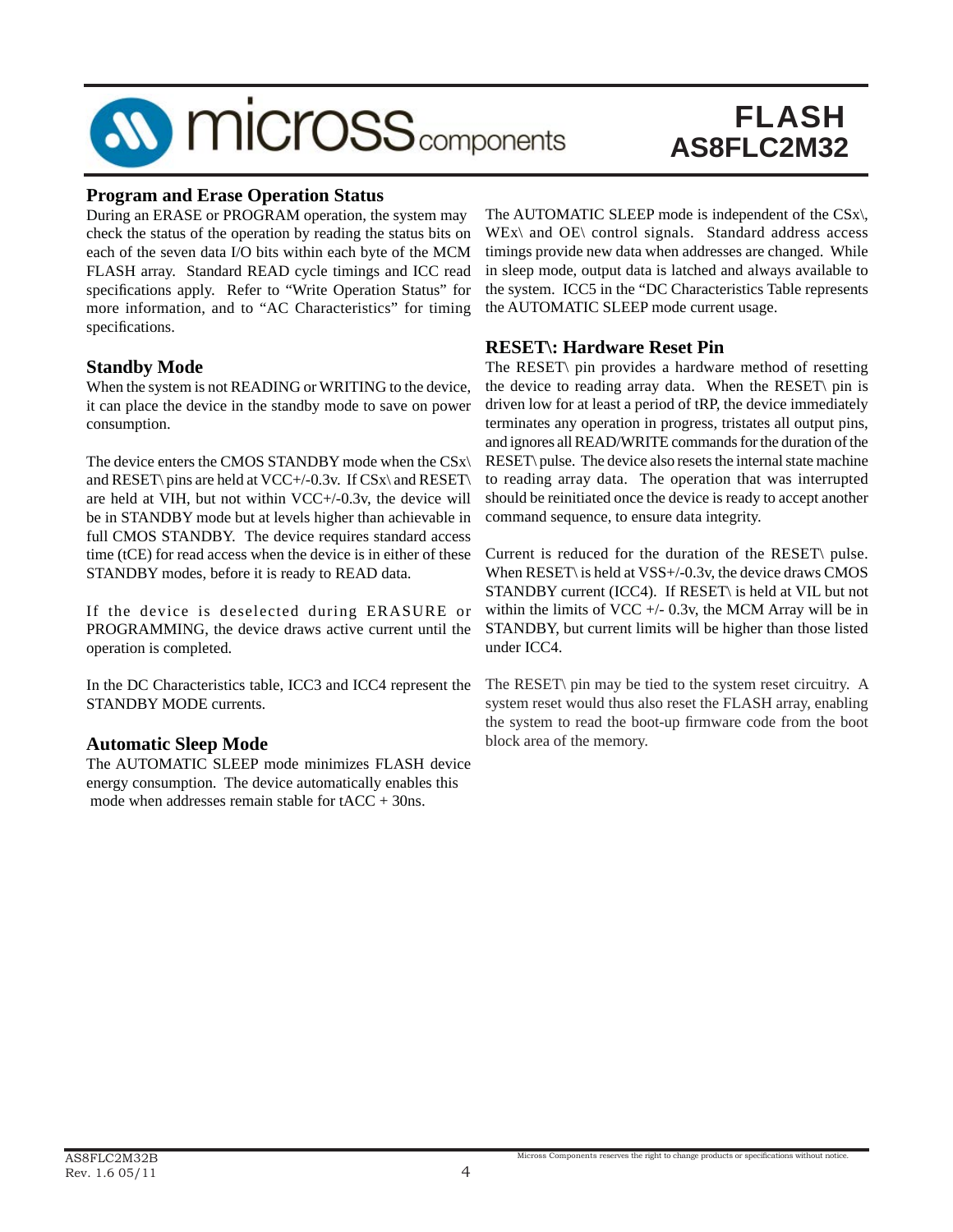## Program and Erase Operation Status

During an ERASE or PROGRAM operation, the system may check the status of the operation by reading the status bits on each of the seven data I/O bits within each byte of the MCM FLASH array. Standard READ cycle timings and ICC read specifications apply. Refer to "Write Operation Status" for more information, and to "AC Characteristics" for timing specifications.

## Standby Mode

When the system is not READING or WRITING to the device, it can place the device in the standby mode to save on power consumption.

The device enters the CMOS STANDBY mode when the CSx\ and RESET\ pins are held at VCC+/-0.3v. If CSx\ and RESET\ are held at VIH, but not within VCC+/-0.3v, the device will be in STANDBY mode but at levels higher than achievable in full CMOS STANDBY. The device requires standard access time (tCE) for read access when the device is in either of these STANDBY modes, before it is ready to READ data.

If the device is deselected during ERASURE or PROGRAMMING, the device draws active current until the operation is completed.

In the DC Characteristics table, ICC3 and ICC4 represent the STANDBY MODE currents.

## Automatic Sleep Mode

The AUTOMATIC SLEEP mode minimizes FLASH device energy consumption. The device automatically enables this mode when addresses remain stable for tACC + 30ns.

The AUTOMATIC SLEEP mode is independent of the CSx\, WEx\ and OE\ control signals. Standard address access timings provide new data when addresses are changed. While in sleep mode, output data is latched and always available to the system. ICC5 in the "DC Characteristics Table represents the AUTOMATIC SLEEP mode current usage.

## RESET\: Hardware Reset Pin

The RESET\ pin provides a hardware method of resetting the device to reading array data. When the RESET\ pin is driven low for at least a period of tRP, the device immediately terminates any operation in progress, tristates all output pins, and ignores all READ/WRITE commands for the duration of the RESET\ pulse. The device also resets the internal state machine to reading array data. The operation that was interrupted should be reinitiated once the device is ready to accept another command sequence, to ensure data integrity.

Current is reduced for the duration of the RESET\ pulse. When RESET\ is held at VSS+/-0.3v, the device draws CMOS STANDBY current (ICC4). If RESET\ is held at VIL but not within the limits of VCC +/- 0.3v, the MCM Array will be in STANDBY, but current limits will be higher than those listed under ICC4.

The RESET\ pin may be tied to the system reset circuitry. A system reset would thus also reset the FLASH array, enabling the system to read the boot-up firmware code from the boot block area of the memory.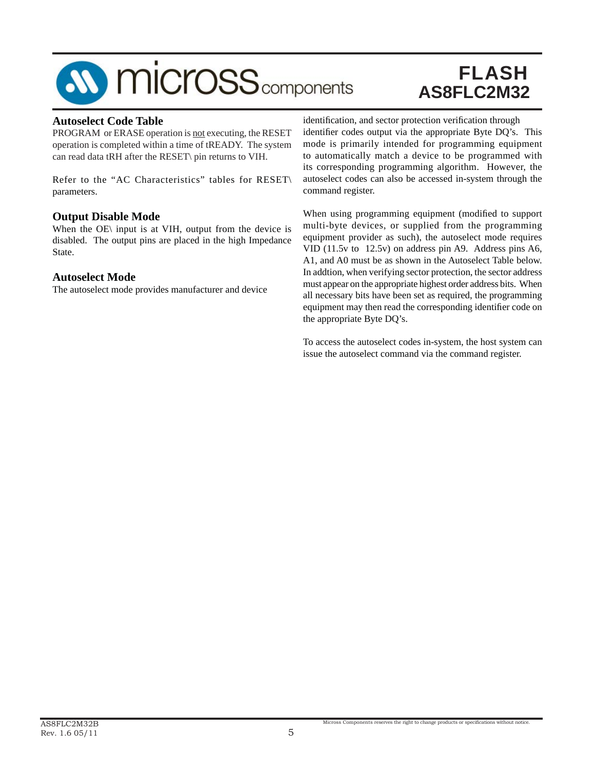## Autoselect Code Table

PROGRAM or ERASE operation is not executing, the RESET operation is completed within a time of tREADY. The system can read data tRH after the RESET\ pin returns to VIH.

Refer to the "AC Characteristics" tables for RESET\ parameters.

## Output Disable Mode

When the OE\ input is at VIH, output from the device is disabled. The output pins are placed in the high Impedance State.

## Autoselect Mode

The autoselect mode provides manufacturer and device identification, and sector protection verification through identifier codes output via the appropriate Byte DQ's. This mode is primarily intended for programming equipment to automatically match a device to be programmed with its corresponding programming algorithm. However, the autoselect codes can also be accessed in-system through the command register.

When using programming equipment (modified to support multi-byte devices, or supplied from the programming equipment provider as such), the autoselect mode requires VID (11.5v to 12.5v) on address pin A9. Address pins A6, A1, and A0 must be as shown in the Autoselect Table below. In addtion, when verifying sector protection, the sector address must appear on the appropriate highest order address bits. When all necessary bits have been set as required, the programming equipment may then read the corresponding identifier code on the appropriate Byte DQ's.

To access the autoselect codes in-system, the host system can issue the autoselect command via the command register.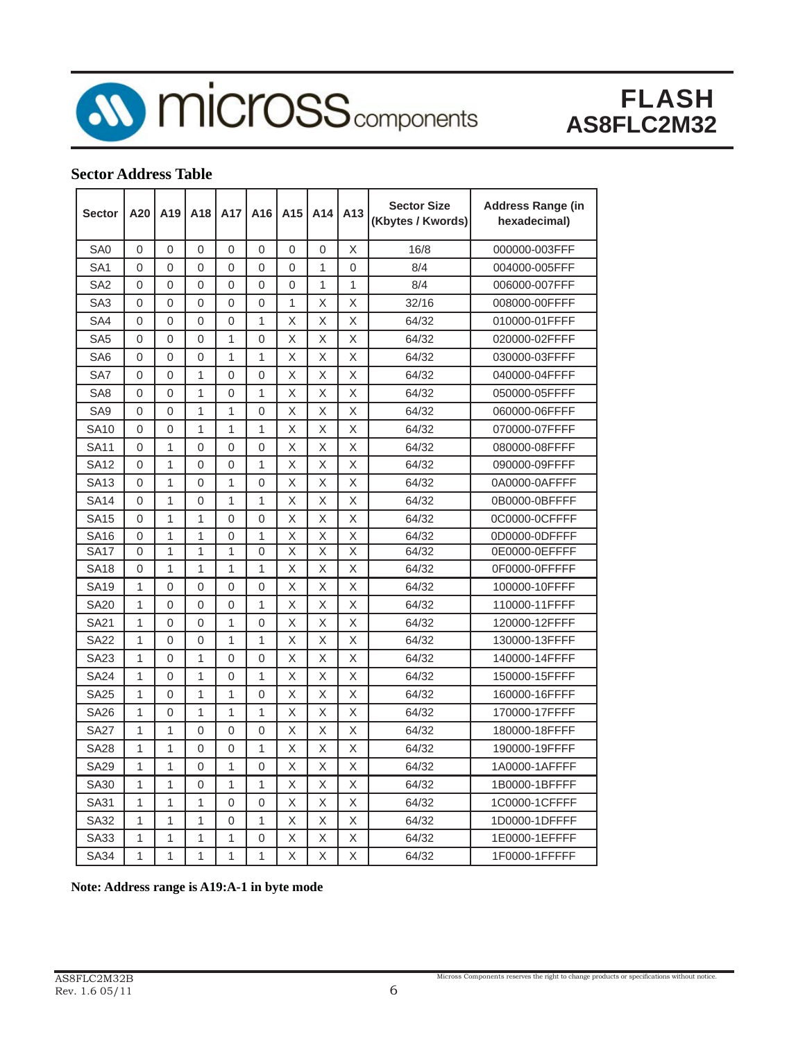## Sector Address Table

| Sector | A20 | A19 | A18 | A17 | A16 | A15 | A14 | A13 | Sector Size (Kbytes / Kwords) | Address Range (in hexadecimal) |
|---|---|---|---|---|---|---|---|---|---|---|
| SA0 | 0 | 0 | 0 | 0 | 0 | 0 | 0 | X | 16/8 | 000000-003FFF |
| SA1 | 0 | 0 | 0 | 0 | 0 | 0 | 1 | 0 | 8/4 | 004000-005FFF |
| SA2 | 0 | 0 | 0 | 0 | 0 | 0 | 1 | 1 | 8/4 | 006000-007FFF |
| SA3 | 0 | 0 | 0 | 0 | 0 | 1 | X | X | 32/16 | 008000-00FFFF |
| SA4 | 0 | 0 | 0 | 0 | 1 | X | X | X | 64/32 | 010000-01FFFF |
| SA5 | 0 | 0 | 0 | 1 | 0 | X | X | X | 64/32 | 020000-02FFFF |
| SA6 | 0 | 0 | 0 | 1 | 1 | X | X | X | 64/32 | 030000-03FFFF |
| SA7 | 0 | 0 | 1 | 0 | 0 | X | X | X | 64/32 | 040000-04FFFF |
| SA8 | 0 | 0 | 1 | 0 | 1 | X | X | X | 64/32 | 050000-05FFFF |
| SA9 | 0 | 0 | 1 | 1 | 0 | X | X | X | 64/32 | 060000-06FFFF |
| SA10 | 0 | 0 | 1 | 1 | 1 | X | X | X | 64/32 | 070000-07FFFF |
| SA11 | 0 | 1 | 0 | 0 | 0 | X | X | X | 64/32 | 080000-08FFFF |
| SA12 | 0 | 1 | 0 | 0 | 1 | X | X | X | 64/32 | 090000-09FFFF |
| SA13 | 0 | 1 | 0 | 1 | 0 | X | X | X | 64/32 | 0A0000-0AFFFF |
| SA14 | 0 | 1 | 0 | 1 | 1 | X | X | X | 64/32 | 0B0000-0BFFFF |
| SA15 | 0 | 1 | 1 | 0 | 0 | X | X | X | 64/32 | 0C0000-0CFFFF |
| SA16 | 0 | 1 | 1 | 0 | 1 | X | X | X | 64/32 | 0D0000-0DFFFF |
| SA17 | 0 | 1 | 1 | 1 | 0 | X | X | X | 64/32 | 0E0000-0EFFFF |
| SA18 | 0 | 1 | 1 | 1 | 1 | X | X | X | 64/32 | 0F0000-0FFFFF |
| SA19 | 1 | 0 | 0 | 0 | 0 | X | X | X | 64/32 | 100000-10FFFF |
| SA20 | 1 | 0 | 0 | 0 | 1 | X | X | X | 64/32 | 110000-11FFFF |
| SA21 | 1 | 0 | 0 | 1 | 0 | X | X | X | 64/32 | 120000-12FFFF |
| SA22 | 1 | 0 | 0 | 1 | 1 | X | X | X | 64/32 | 130000-13FFFF |
| SA23 | 1 | 0 | 1 | 0 | 0 | X | X | X | 64/32 | 140000-14FFFF |
| SA24 | 1 | 0 | 1 | 0 | 1 | X | X | X | 64/32 | 150000-15FFFF |
| SA25 | 1 | 0 | 1 | 1 | 0 | X | X | X | 64/32 | 160000-16FFFF |
| SA26 | 1 | 0 | 1 | 1 | 1 | X | X | X | 64/32 | 170000-17FFFF |
| SA27 | 1 | 1 | 0 | 0 | 0 | X | X | X | 64/32 | 180000-18FFFF |
| SA28 | 1 | 1 | 0 | 0 | 1 | X | X | X | 64/32 | 190000-19FFFF |
| SA29 | 1 | 1 | 0 | 1 | 0 | X | X | X | 64/32 | 1A0000-1AFFFF |
| SA30 | 1 | 1 | 0 | 1 | 1 | X | X | X | 64/32 | 1B0000-1BFFFF |
| SA31 | 1 | 1 | 1 | 0 | 0 | X | X | X | 64/32 | 1C0000-1CFFFF |
| SA32 | 1 | 1 | 1 | 0 | 1 | X | X | X | 64/32 | 1D0000-1DFFFF |
| SA33 | 1 | 1 | 1 | 1 | 0 | X | X | X | 64/32 | 1E0000-1EFFFF |
| SA34 | 1 | 1 | 1 | 1 | 1 | X | X | X | 64/32 | 1F0000-1FFFFF |

**Note: Address range is A19:A-1 in byte mode**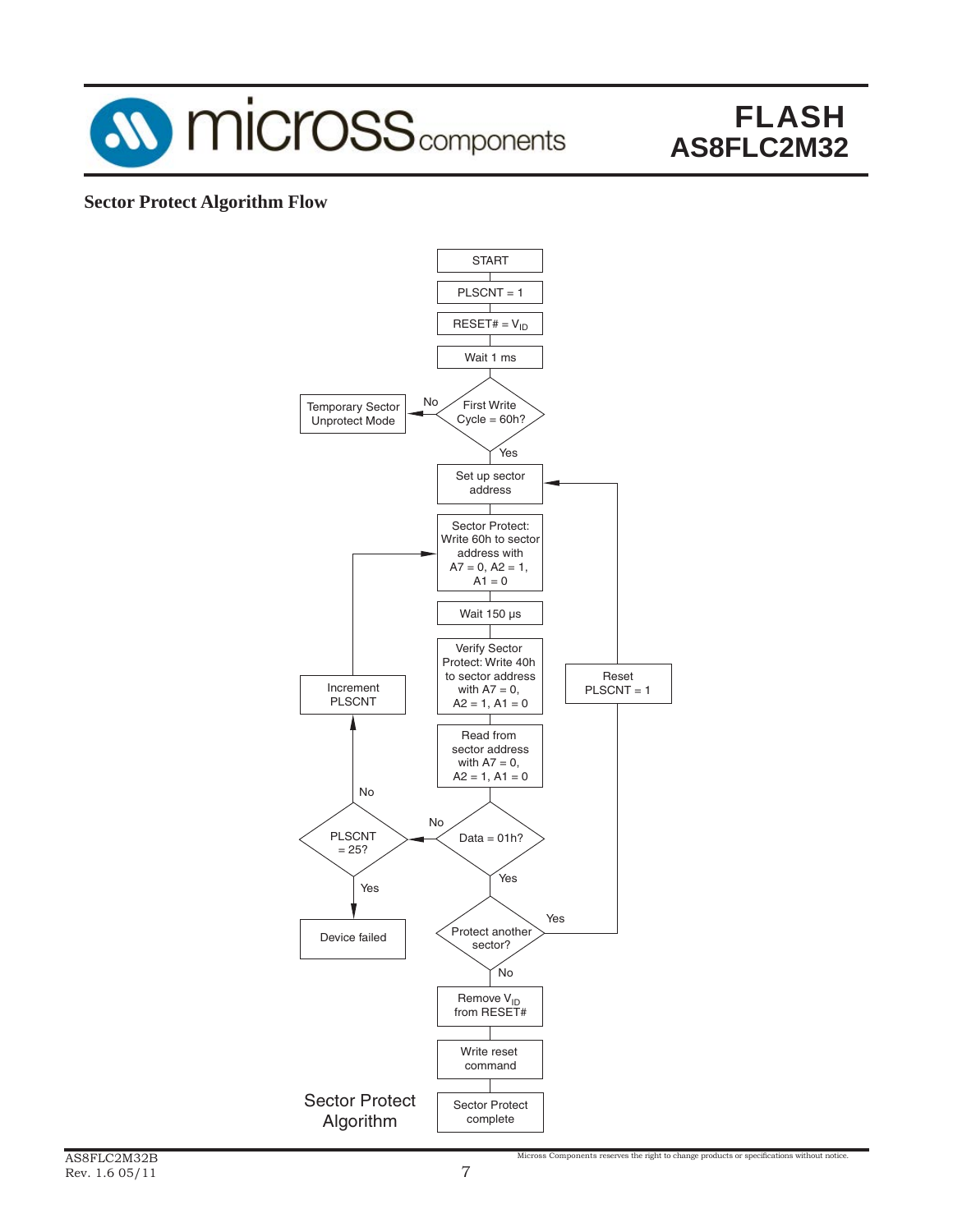## Sector Protect Algorithm Flow

START

PLSCNT = 1

RESET# = $V_{ID}$

Wait 1 ms

First Write Cycle = 60h? — No: Temporary Sector Unprotect Mode; Yes: continue

Set up sector address

Sector Protect: Write 60h to sector address with A7 = 0, A2 = 1, A1 = 0

Wait 150 µs

Verify Sector Protect: Write 40h to sector address with A7 = 0, A2 = 1, A1 = 0

Read from sector address with A7 = 0, A2 = 1, A1 = 0

Data = 01h? — No: go to PLSCNT = 25?; Yes: continue

PLSCNT = 25? — No: Increment PLSCNT, return to Sector Protect: Write 60h; Yes: Device failed

Protect another sector? — Yes: Reset PLSCNT = 1, return to Set up sector address; No: continue

Remove $V_{ID}$ from RESET#

Write reset command

Sector Protect complete

Sector Protect Algorithm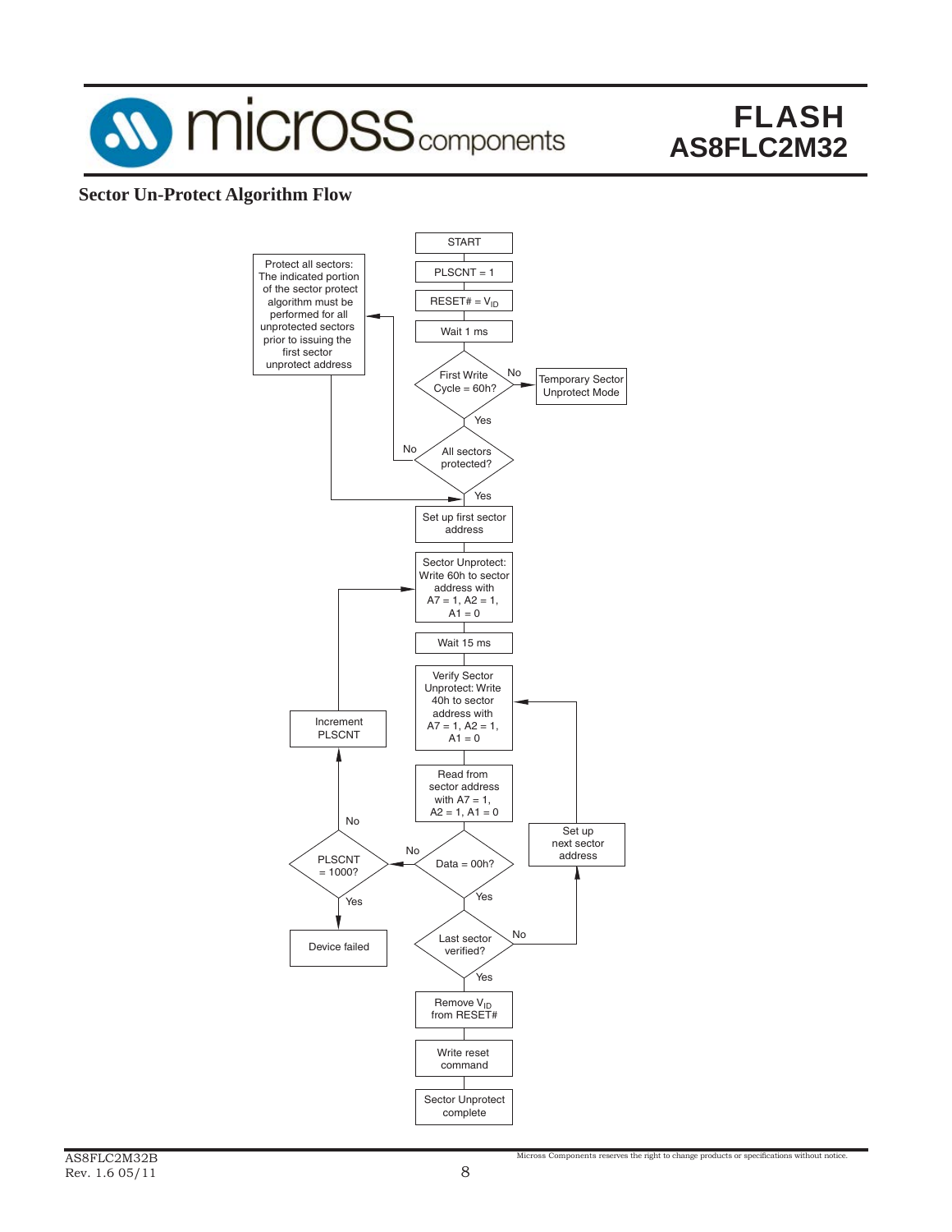## Sector Un-Protect Algorithm Flow

START

PLSCNT = 1

RESET# = $V_{ID}$

Wait 1 ms

First Write Cycle = 60h? — No → Temporary Sector Unprotect Mode

Yes

All sectors protected? — No → Protect all sectors: The indicated portion of the sector protect algorithm must be performed for all unprotected sectors prior to issuing the first sector unprotect address

Yes

Set up first sector address

Sector Unprotect: Write 60h to sector address with A7 = 1, A2 = 1, A1 = 0

Wait 15 ms

Verify Sector Unprotect: Write 40h to sector address with A7 = 1, A2 = 1, A1 = 0

Read from sector address with A7 = 1, A2 = 1, A1 = 0

Data = 00h? — No → PLSCNT = 1000? — No → Increment PLSCNT → (back to Sector Unprotect)

PLSCNT = 1000? — Yes → Device failed

Data = 00h? — Yes

Last sector verified? — No → Set up next sector address → (back to Verify Sector Unprotect)

Yes

Remove $V_{ID}$ from RESET#

Write reset command

Sector Unprotect complete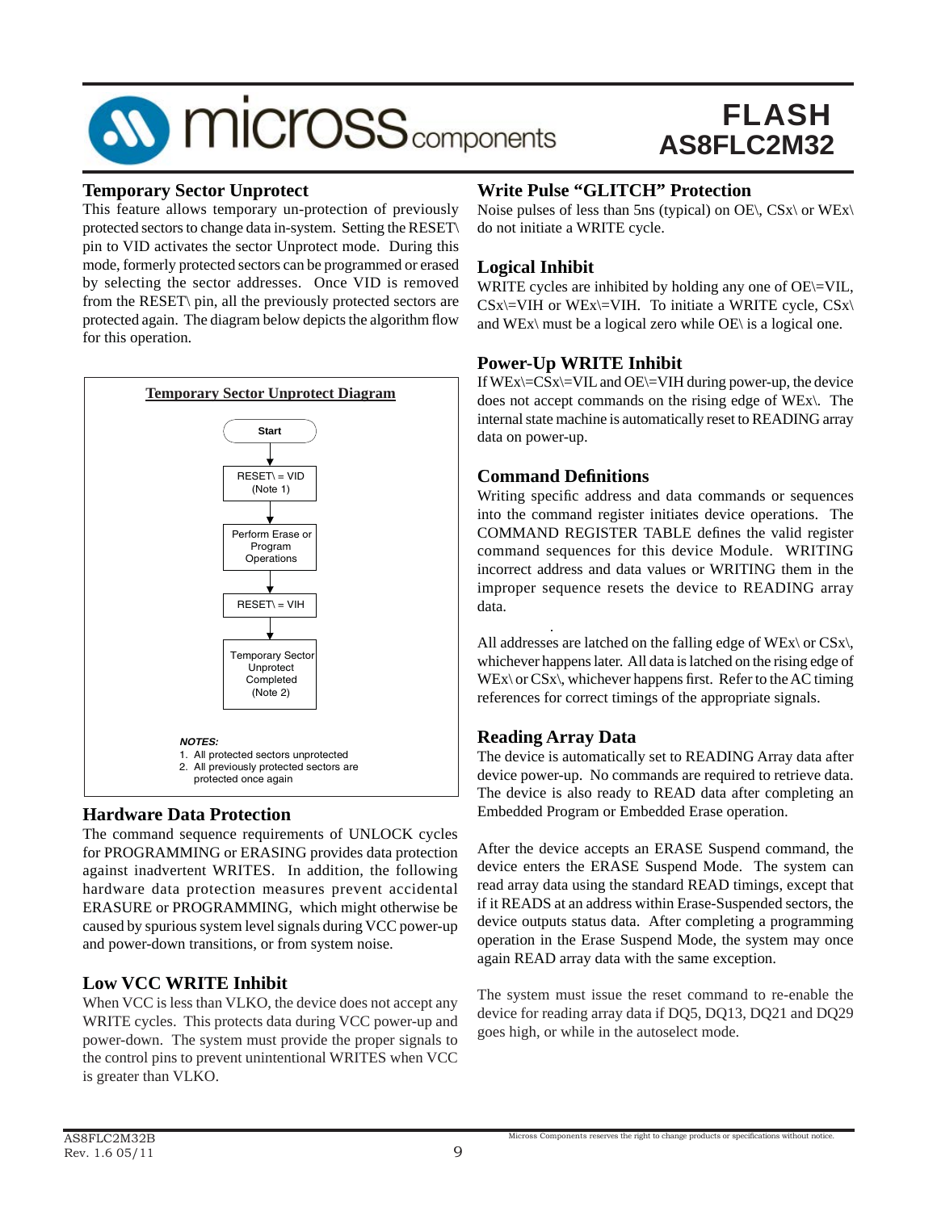## Temporary Sector Unprotect

This feature allows temporary un-protection of previously protected sectors to change data in-system. Setting the RESET\ pin to VID activates the sector Unprotect mode. During this mode, formerly protected sectors can be programmed or erased by selecting the sector addresses. Once VID is removed from the RESET\ pin, all the previously protected sectors are protected again. The diagram below depicts the algorithm flow for this operation.

**Temporary Sector Unprotect Diagram**

Start → RESET\ = VID (Note 1) → Perform Erase or Program Operations → RESET\ = VIH → Temporary Sector Unprotect Completed (Note 2)

***NOTES:***

1. All protected sectors unprotected
2. All previously protected sectors are protected once again

## Hardware Data Protection

The command sequence requirements of UNLOCK cycles for PROGRAMMING or ERASING provides data protection against inadvertent WRITES. In addition, the following hardware data protection measures prevent accidental ERASURE or PROGRAMMING, which might otherwise be caused by spurious system level signals during VCC power-up and power-down transitions, or from system noise.

## Low VCC WRITE Inhibit

When VCC is less than VLKO, the device does not accept any WRITE cycles. This protects data during VCC power-up and power-down. The system must provide the proper signals to the control pins to prevent unintentional WRITES when VCC is greater than VLKO.

## Write Pulse "GLITCH" Protection

Noise pulses of less than 5ns (typical) on OE\, CSx\ or WEx\ do not initiate a WRITE cycle.

## Logical Inhibit

WRITE cycles are inhibited by holding any one of OE\=VIL, CSx\=VIH or WEx\=VIH. To initiate a WRITE cycle, CSx\ and WEx\ must be a logical zero while OE\ is a logical one.

## Power-Up WRITE Inhibit

If WEx\=CSx\=VIL and OE\=VIH during power-up, the device does not accept commands on the rising edge of WEx\. The internal state machine is automatically reset to READING array data on power-up.

## Command Definitions

Writing specific address and data commands or sequences into the command register initiates device operations. The COMMAND REGISTER TABLE defines the valid register command sequences for this device Module. WRITING incorrect address and data values or WRITING them in the improper sequence resets the device to READING array data.

All addresses are latched on the falling edge of WEx\ or CSx\, whichever happens later. All data is latched on the rising edge of WEx\ or CSx\, whichever happens first. Refer to the AC timing references for correct timings of the appropriate signals.

## Reading Array Data

The device is automatically set to READING Array data after device power-up. No commands are required to retrieve data. The device is also ready to READ data after completing an Embedded Program or Embedded Erase operation.

After the device accepts an ERASE Suspend command, the device enters the ERASE Suspend Mode. The system can read array data using the standard READ timings, except that if it READS at an address within Erase-Suspended sectors, the device outputs status data. After completing a programming operation in the Erase Suspend Mode, the system may once again READ array data with the same exception.

The system must issue the reset command to re-enable the device for reading array data if DQ5, DQ13, DQ21 and DQ29 goes high, or while in the autoselect mode.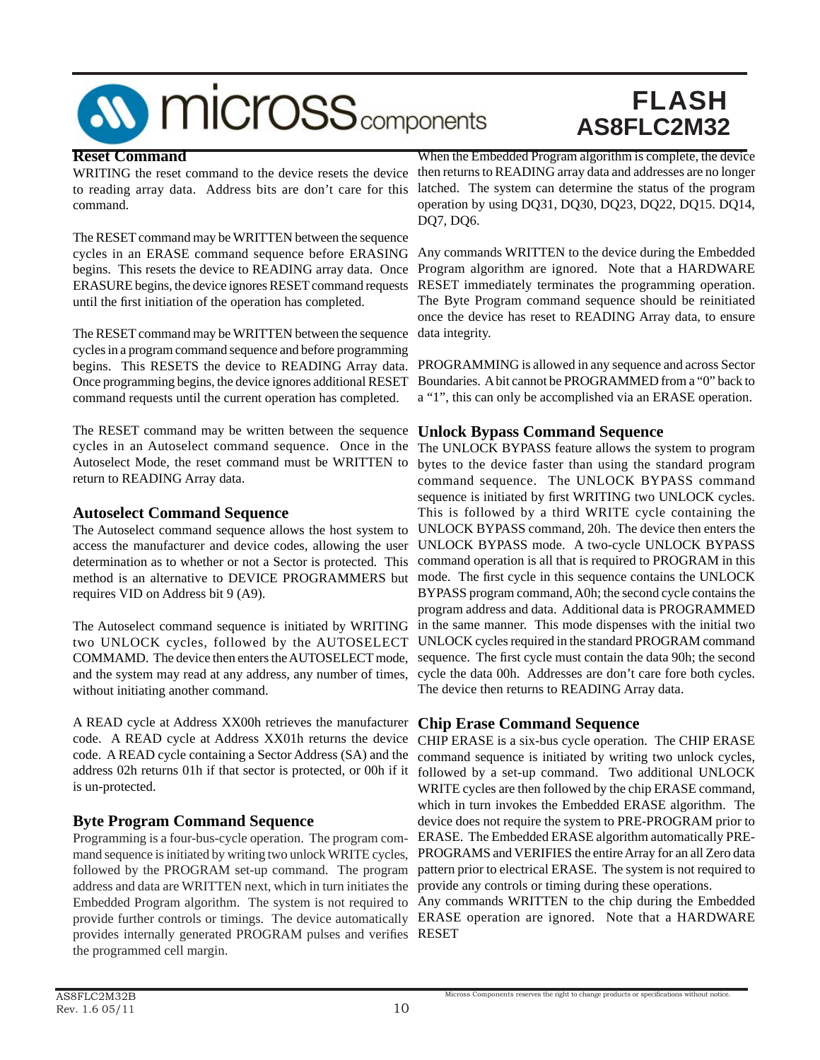## Reset Command

WRITING the reset command to the device resets the device to reading array data. Address bits are don't care for this command.

The RESET command may be WRITTEN between the sequence cycles in an ERASE command sequence before ERASING begins. This resets the device to READING array data. Once ERASURE begins, the device ignores RESET command requests until the first initiation of the operation has completed.

The RESET command may be WRITTEN between the sequence cycles in a program command sequence and before programming begins. This RESETS the device to READING Array data. Once programming begins, the device ignores additional RESET command requests until the current operation has completed.

The RESET command may be written between the sequence cycles in an Autoselect command sequence. Once in the Autoselect Mode, the reset command must be WRITTEN to return to READING Array data.

## Autoselect Command Sequence

The Autoselect command sequence allows the host system to access the manufacturer and device codes, allowing the user determination as to whether or not a Sector is protected. This method is an alternative to DEVICE PROGRAMMERS but requires VID on Address bit 9 (A9).

The Autoselect command sequence is initiated by WRITING two UNLOCK cycles, followed by the AUTOSELECT COMMAMD. The device then enters the AUTOSELECT mode, and the system may read at any address, any number of times, without initiating another command.

A READ cycle at Address XX00h retrieves the manufacturer code. A READ cycle at Address XX01h returns the device code. A READ cycle containing a Sector Address (SA) and the address 02h returns 01h if that sector is protected, or 00h if it is un-protected.

## Byte Program Command Sequence

Programming is a four-bus-cycle operation. The program command sequence is initiated by writing two unlock WRITE cycles, followed by the PROGRAM set-up command. The program address and data are WRITTEN next, which in turn initiates the Embedded Program algorithm. The system is not required to provide further controls or timings. The device automatically provides internally generated PROGRAM pulses and verifies the programmed cell margin.

When the Embedded Program algorithm is complete, the device then returns to READING array data and addresses are no longer latched. The system can determine the status of the program operation by using DQ31, DQ30, DQ23, DQ22, DQ15. DQ14, DQ7, DQ6.

Any commands WRITTEN to the device during the Embedded Program algorithm are ignored. Note that a HARDWARE RESET immediately terminates the programming operation. The Byte Program command sequence should be reinitiated once the device has reset to READING Array data, to ensure data integrity.

PROGRAMMING is allowed in any sequence and across Sector Boundaries. A bit cannot be PROGRAMMED from a "0" back to a "1", this can only be accomplished via an ERASE operation.

## Unlock Bypass Command Sequence

The UNLOCK BYPASS feature allows the system to program bytes to the device faster than using the standard program command sequence. The UNLOCK BYPASS command sequence is initiated by first WRITING two UNLOCK cycles. This is followed by a third WRITE cycle containing the UNLOCK BYPASS command, 20h. The device then enters the UNLOCK BYPASS mode. A two-cycle UNLOCK BYPASS command operation is all that is required to PROGRAM in this mode. The first cycle in this sequence contains the UNLOCK BYPASS program command, A0h; the second cycle contains the program address and data. Additional data is PROGRAMMED in the same manner. This mode dispenses with the initial two UNLOCK cycles required in the standard PROGRAM command sequence. The first cycle must contain the data 90h; the second cycle the data 00h. Addresses are don't care fore both cycles. The device then returns to READING Array data.

## Chip Erase Command Sequence

CHIP ERASE is a six-bus cycle operation. The CHIP ERASE command sequence is initiated by writing two unlock cycles, followed by a set-up command. Two additional UNLOCK WRITE cycles are then followed by the chip ERASE command, which in turn invokes the Embedded ERASE algorithm. The device does not require the system to PRE-PROGRAM prior to ERASE. The Embedded ERASE algorithm automatically PRE-PROGRAMS and VERIFIES the entire Array for an all Zero data pattern prior to electrical ERASE. The system is not required to provide any controls or timing during these operations.

Any commands WRITTEN to the chip during the Embedded ERASE operation are ignored. Note that a HARDWARE RESET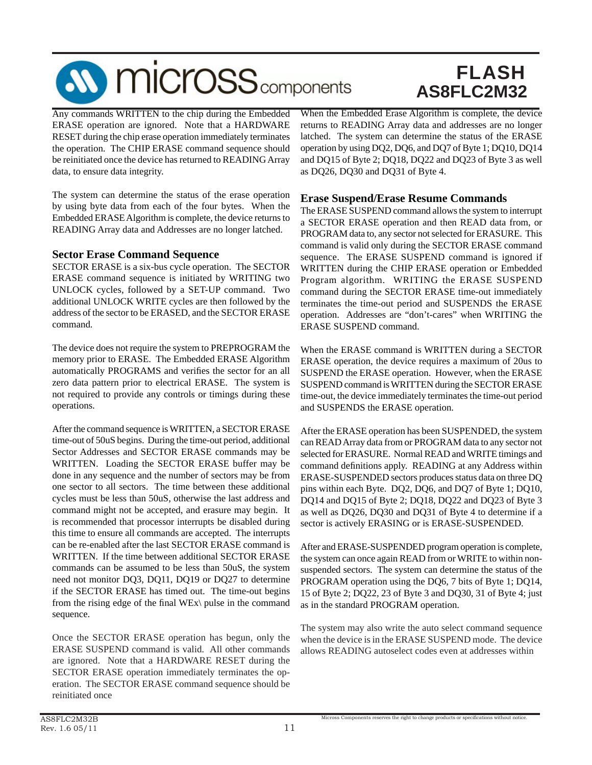Any commands WRITTEN to the chip during the Embedded ERASE operation are ignored. Note that a HARDWARE RESET during the chip erase operation immediately terminates the operation. The CHIP ERASE command sequence should be reinitiated once the device has returned to READING Array data, to ensure data integrity.

The system can determine the status of the erase operation by using byte data from each of the four bytes. When the Embedded ERASE Algorithm is complete, the device returns to READING Array data and Addresses are no longer latched.

## Sector Erase Command Sequence

SECTOR ERASE is a six-bus cycle operation. The SECTOR ERASE command sequence is initiated by WRITING two UNLOCK cycles, followed by a SET-UP command. Two additional UNLOCK WRITE cycles are then followed by the address of the sector to be ERASED, and the SECTOR ERASE command.

The device does not require the system to PREPROGRAM the memory prior to ERASE. The Embedded ERASE Algorithm automatically PROGRAMS and verifies the sector for an all zero data pattern prior to electrical ERASE. The system is not required to provide any controls or timings during these operations.

After the command sequence is WRITTEN, a SECTOR ERASE time-out of 50uS begins. During the time-out period, additional Sector Addresses and SECTOR ERASE commands may be WRITTEN. Loading the SECTOR ERASE buffer may be done in any sequence and the number of sectors may be from one sector to all sectors. The time between these additional cycles must be less than 50uS, otherwise the last address and command might not be accepted, and erasure may begin. It is recommended that processor interrupts be disabled during this time to ensure all commands are accepted. The interrupts can be re-enabled after the last SECTOR ERASE command is WRITTEN. If the time between additional SECTOR ERASE commands can be assumed to be less than 50uS, the system need not monitor DQ3, DQ11, DQ19 or DQ27 to determine if the SECTOR ERASE has timed out. The time-out begins from the rising edge of the final WEx\ pulse in the command sequence.

Once the SECTOR ERASE operation has begun, only the ERASE SUSPEND command is valid. All other commands are ignored. Note that a HARDWARE RESET during the SECTOR ERASE operation immediately terminates the operation. The SECTOR ERASE command sequence should be reinitiated once

When the Embedded Erase Algorithm is complete, the device returns to READING Array data and addresses are no longer latched. The system can determine the status of the ERASE operation by using DQ2, DQ6, and DQ7 of Byte 1; DQ10, DQ14 and DQ15 of Byte 2; DQ18, DQ22 and DQ23 of Byte 3 as well as DQ26, DQ30 and DQ31 of Byte 4.

## Erase Suspend/Erase Resume Commands

The ERASE SUSPEND command allows the system to interrupt a SECTOR ERASE operation and then READ data from, or PROGRAM data to, any sector not selected for ERASURE. This command is valid only during the SECTOR ERASE command sequence. The ERASE SUSPEND command is ignored if WRITTEN during the CHIP ERASE operation or Embedded Program algorithm. WRITING the ERASE SUSPEND command during the SECTOR ERASE time-out immediately terminates the time-out period and SUSPENDS the ERASE operation. Addresses are "don't-cares" when WRITING the ERASE SUSPEND command.

When the ERASE command is WRITTEN during a SECTOR ERASE operation, the device requires a maximum of 20us to SUSPEND the ERASE operation. However, when the ERASE SUSPEND command is WRITTEN during the SECTOR ERASE time-out, the device immediately terminates the time-out period and SUSPENDS the ERASE operation.

After the ERASE operation has been SUSPENDED, the system can READ Array data from or PROGRAM data to any sector not selected for ERASURE. Normal READ and WRITE timings and command definitions apply. READING at any Address within ERASE-SUSPENDED sectors produces status data on three DQ pins within each Byte. DQ2, DQ6, and DQ7 of Byte 1; DQ10, DQ14 and DQ15 of Byte 2; DQ18, DQ22 and DQ23 of Byte 3 as well as DQ26, DQ30 and DQ31 of Byte 4 to determine if a sector is actively ERASING or is ERASE-SUSPENDED.

After and ERASE-SUSPENDED program operation is complete, the system can once again READ from or WRITE to within non-suspended sectors. The system can determine the status of the PROGRAM operation using the DQ6, 7 bits of Byte 1; DQ14, 15 of Byte 2; DQ22, 23 of Byte 3 and DQ30, 31 of Byte 4; just as in the standard PROGRAM operation.

The system may also write the auto select command sequence when the device is in the ERASE SUSPEND mode. The device allows READING autoselect codes even at addresses within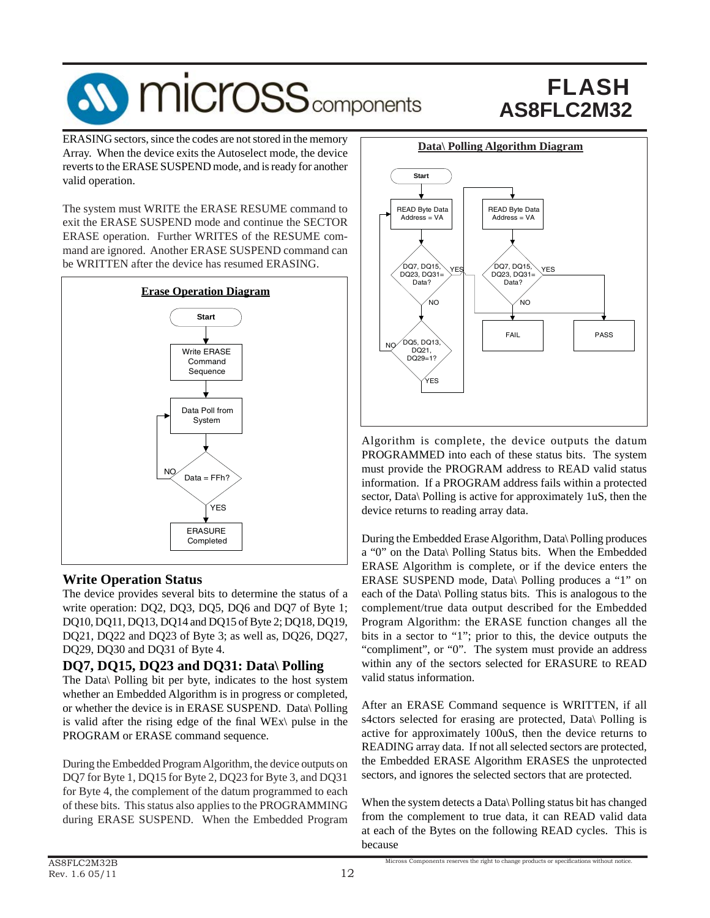ERASING sectors, since the codes are not stored in the memory Array. When the device exits the Autoselect mode, the device reverts to the ERASE SUSPEND mode, and is ready for another valid operation.

The system must WRITE the ERASE RESUME command to exit the ERASE SUSPEND mode and continue the SECTOR ERASE operation. Further WRITES of the RESUME command are ignored. Another ERASE SUSPEND command can be WRITTEN after the device has resumed ERASING.

**Erase Operation Diagram**

Start → Write ERASE Command Sequence → Data Poll from System → Data = FFh? (NO: back to Data Poll from System; YES: ERASURE Completed)

## Write Operation Status

The device provides several bits to determine the status of a write operation: DQ2, DQ3, DQ5, DQ6 and DQ7 of Byte 1; DQ10, DQ11, DQ13, DQ14 and DQ15 of Byte 2; DQ18, DQ19, DQ21, DQ22 and DQ23 of Byte 3; as well as, DQ26, DQ27, DQ29, DQ30 and DQ31 of Byte 4.

## DQ7, DQ15, DQ23 and DQ31: Data\ Polling

The Data\ Polling bit per byte, indicates to the host system whether an Embedded Algorithm is in progress or completed, or whether the device is in ERASE SUSPEND. Data\ Polling is valid after the rising edge of the final WEx\ pulse in the PROGRAM or ERASE command sequence.

During the Embedded Program Algorithm, the device outputs on DQ7 for Byte 1, DQ15 for Byte 2, DQ23 for Byte 3, and DQ31 for Byte 4, the complement of the datum programmed to each of these bits. This status also applies to the PROGRAMMING during ERASE SUSPEND. When the Embedded Program Algorithm is complete, the device outputs the datum PROGRAMMED into each of these status bits. The system must provide the PROGRAM address to READ valid status information. If a PROGRAM address fails within a protected sector, Data\ Polling is active for approximately 1uS, then the device returns to reading array data.

**Data\ Polling Algorithm Diagram**

Start → READ Byte Data Address = VA → DQ7, DQ15, DQ23, DQ31= Data? (YES: PASS; NO: DQ5, DQ13, DQ21, DQ29=1? (NO: back to READ Byte Data Address = VA; YES: READ Byte Data Address = VA → DQ7, DQ15, DQ23, DQ31= Data? (YES: PASS; NO: FAIL)))

During the Embedded Erase Algorithm, Data\ Polling produces a “0” on the Data\ Polling Status bits. When the Embedded ERASE Algorithm is complete, or if the device enters the ERASE SUSPEND mode, Data\ Polling produces a “1” on each of the Data\ Polling status bits. This is analogous to the complement/true data output described for the Embedded Program Algorithm: the ERASE function changes all the bits in a sector to “1”; prior to this, the device outputs the “compliment”, or “0”. The system must provide an address within any of the sectors selected for ERASURE to READ valid status information.

After an ERASE Command sequence is WRITTEN, if all s4ctors selected for erasing are protected, Data\ Polling is active for approximately 100uS, then the device returns to READING array data. If not all selected sectors are protected, the Embedded ERASE Algorithm ERASES the unprotected sectors, and ignores the selected sectors that are protected.

When the system detects a Data\ Polling status bit has changed from the complement to true data, it can READ valid data at each of the Bytes on the following READ cycles. This is because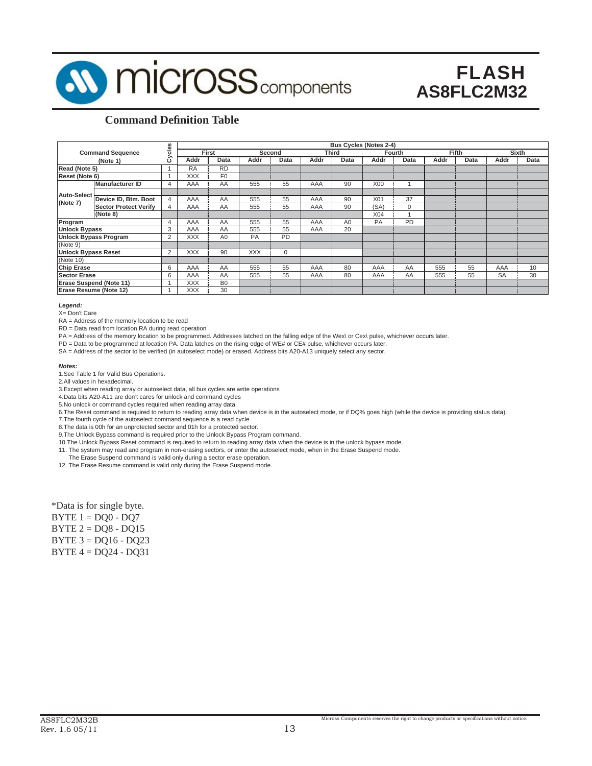## Command Definition Table

| Command Sequence (Note 1) | | Cycles | Bus Cycles (Notes 2-4) | | | | | | | | | | | |
|---|---|---|---|---|---|---|---|---|---|---|---|---|---|---|
| | | | First | | Second | | Third | | Fourth | | Fifth | | Sixth | |
| | | | Addr | Data | Addr | Data | Addr | Data | Addr | Data | Addr | Data | Addr | Data |
| Read (Note 5) | | 1 | RA | RD | | | | | | | | | | |
| Reset (Note 6) | | 1 | XXX | F0 | | | | | | | | | | |
| Auto-Select (Note 7) | Manufacturer ID | 4 | AAA | AA | 555 | 55 | AAA | 90 | X00 | 1 | | | | |
| | Device ID, Btm. Boot | 4 | AAA | AA | 555 | 55 | AAA | 90 | X01 | 37 | | | | |
| | Sector Protect Verify (Note 8) | 4 | AAA | AA | 555 | 55 | AAA | 90 | (SA) | 0 | | | | |
| | | | | | | | | | X04 | 1 | | | | |
| Program | | 4 | AAA | AA | 555 | 55 | AAA | A0 | PA | PD | | | | |
| Unlock Bypass | | 3 | AAA | AA | 555 | 55 | AAA | 20 | | | | | | |
| Unlock Bypass Program (Note 9) | | 2 | XXX | A0 | PA | PD | | | | | | | | |
| Unlock Bypass Reset (Note 10) | | 2 | XXX | 90 | XXX | 0 | | | | | | | | |
| Chip Erase | | 6 | AAA | AA | 555 | 55 | AAA | 80 | AAA | AA | 555 | 55 | AAA | 10 |
| Sector Erase | | 6 | AAA | AA | 555 | 55 | AAA | 80 | AAA | AA | 555 | 55 | SA | 30 |
| Erase Suspend (Note 11) | | 1 | XXX | B0 | | | | | | | | | | |
| Erase Resume (Note 12) | | 1 | XXX | 30 | | | | | | | | | | |

***Legend:***

X= Don't Care

RA = Address of the memory location to be read

RD = Data read from location RA during read operation

PA = Address of the memory location to be programmed. Addresses latched on the falling edge of the Wex\ or Cex\ pulse, whichever occurs later.

PD = Data to be programmed at location PA. Data latches on the rising edge of WE# or CE# pulse, whichever occurs later.

SA = Address of the sector to be verified (in autoselect mode) or erased. Address bits A20-A13 uniquely select any sector.

***Notes:***

1. See Table 1 for Valid Bus Operations.
2. All values in hexadecimal.
3. Except when reading array or autoselect data, all bus cycles are write operations
4. Data bits A20-A11 are don't cares for unlock and command cycles
5. No unlock or command cycles required when reading array data.
6. The Reset command is required to return to reading array data when device is in the autoselect mode, or if DQ% goes high (while the device is providing status data).
7. The fourth cycle of the autoselect command sequence is a read cycle
8. The data is 00h for an unprotected sector and 01h for a protected sector.
9. The Unlock Bypass command is required prior to the Unlock Bypass Program command.
10. The Unlock Bypass Reset command is required to return to reading array data when the device is in the unlock bypass mode.
11. The system may read and program in non-erasing sectors, or enter the autoselect mode, when in the Erase Suspend mode. The Erase Suspend command is valid only during a sector erase operation.
12. The Erase Resume command is valid only during the Erase Suspend mode.

*Data is for single byte.
BYTE 1 = DQ0 - DQ7
BYTE 2 = DQ8 - DQ15
BYTE 3 = DQ16 - DQ23
BYTE 4 = DQ24 - DQ31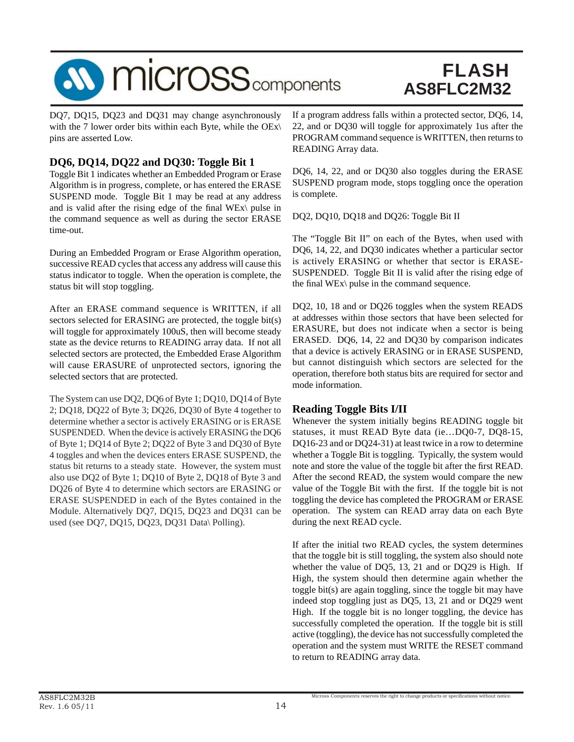DQ7, DQ15, DQ23 and DQ31 may change asynchronously with the 7 lower order bits within each Byte, while the OEx\ pins are asserted Low.

## DQ6, DQ14, DQ22 and DQ30: Toggle Bit 1

Toggle Bit 1 indicates whether an Embedded Program or Erase Algorithm is in progress, complete, or has entered the ERASE SUSPEND mode. Toggle Bit 1 may be read at any address and is valid after the rising edge of the final WEx\ pulse in the command sequence as well as during the sector ERASE time-out.

During an Embedded Program or Erase Algorithm operation, successive READ cycles that access any address will cause this status indicator to toggle. When the operation is complete, the status bit will stop toggling.

After an ERASE command sequence is WRITTEN, if all sectors selected for ERASING are protected, the toggle bit(s) will toggle for approximately 100uS, then will become steady state as the device returns to READING array data. If not all selected sectors are protected, the Embedded Erase Algorithm will cause ERASURE of unprotected sectors, ignoring the selected sectors that are protected.

The System can use DQ2, DQ6 of Byte 1; DQ10, DQ14 of Byte 2; DQ18, DQ22 of Byte 3; DQ26, DQ30 of Byte 4 together to determine whether a sector is actively ERASING or is ERASE SUSPENDED. When the device is actively ERASING the DQ6 of Byte 1; DQ14 of Byte 2; DQ22 of Byte 3 and DQ30 of Byte 4 toggles and when the devices enters ERASE SUSPEND, the status bit returns to a steady state. However, the system must also use DQ2 of Byte 1; DQ10 of Byte 2, DQ18 of Byte 3 and DQ26 of Byte 4 to determine which sectors are ERASING or ERASE SUSPENDED in each of the Bytes contained in the Module. Alternatively DQ7, DQ15, DQ23 and DQ31 can be used (see DQ7, DQ15, DQ23, DQ31 Data\ Polling).

If a program address falls within a protected sector, DQ6, 14, 22, and or DQ30 will toggle for approximately 1us after the PROGRAM command sequence is WRITTEN, then returns to READING Array data.

DQ6, 14, 22, and or DQ30 also toggles during the ERASE SUSPEND program mode, stops toggling once the operation is complete.

DQ2, DQ10, DQ18 and DQ26: Toggle Bit II

The “Toggle Bit II” on each of the Bytes, when used with DQ6, 14, 22, and DQ30 indicates whether a particular sector is actively ERASING or whether that sector is ERASE-SUSPENDED. Toggle Bit II is valid after the rising edge of the final WEx\ pulse in the command sequence.

DQ2, 10, 18 and or DQ26 toggles when the system READS at addresses within those sectors that have been selected for ERASURE, but does not indicate when a sector is being ERASED. DQ6, 14, 22 and DQ30 by comparison indicates that a device is actively ERASING or in ERASE SUSPEND, but cannot distinguish which sectors are selected for the operation, therefore both status bits are required for sector and mode information.

## Reading Toggle Bits I/II

Whenever the system initially begins READING toggle bit statuses, it must READ Byte data (ie…DQ0-7, DQ8-15, DQ16-23 and or DQ24-31) at least twice in a row to determine whether a Toggle Bit is toggling. Typically, the system would note and store the value of the toggle bit after the first READ. After the second READ, the system would compare the new value of the Toggle Bit with the first. If the toggle bit is not toggling the device has completed the PROGRAM or ERASE operation. The system can READ array data on each Byte during the next READ cycle.

If after the initial two READ cycles, the system determines that the toggle bit is still toggling, the system also should note whether the value of DQ5, 13, 21 and or DQ29 is High. If High, the system should then determine again whether the toggle bit(s) are again toggling, since the toggle bit may have indeed stop toggling just as DQ5, 13, 21 and or DQ29 went High. If the toggle bit is no longer toggling, the device has successfully completed the operation. If the toggle bit is still active (toggling), the device has not successfully completed the operation and the system must WRITE the RESET command to return to READING array data.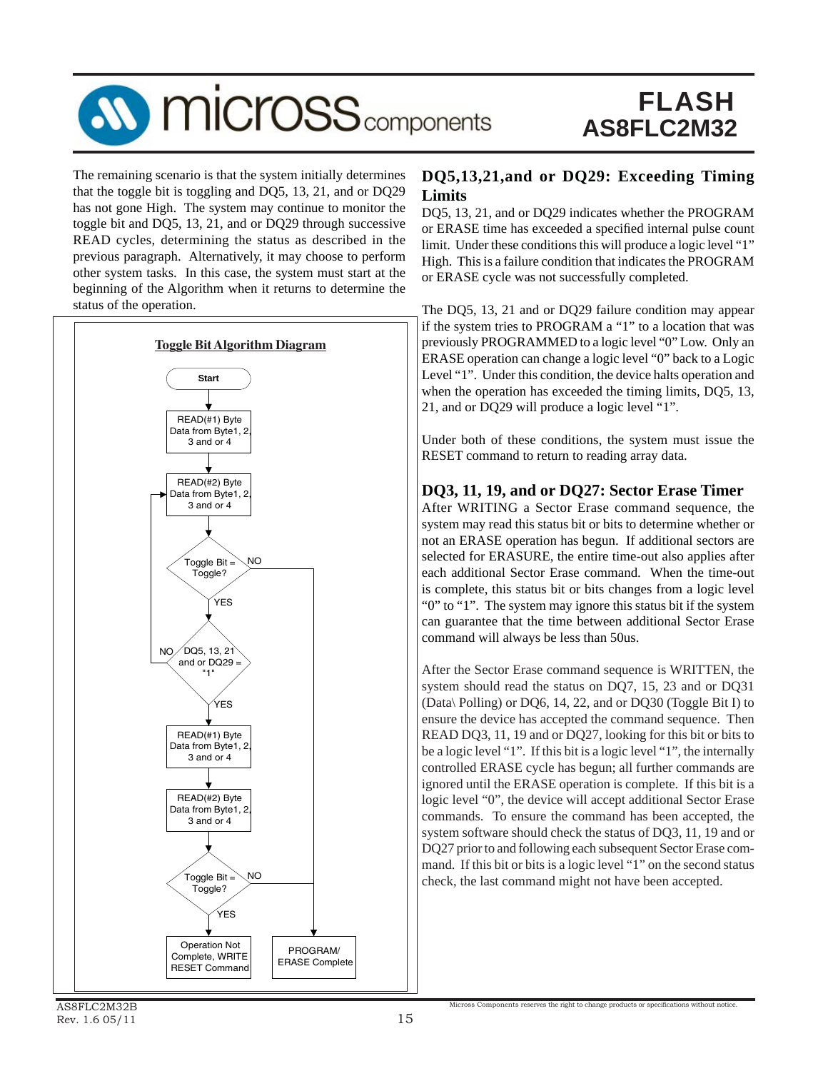The remaining scenario is that the system initially determines that the toggle bit is toggling and DQ5, 13, 21, and or DQ29 has not gone High. The system may continue to monitor the toggle bit and DQ5, 13, 21, and or DQ29 through successive READ cycles, determining the status as described in the previous paragraph. Alternatively, it may choose to perform other system tasks. In this case, the system must start at the beginning of the Algorithm when it returns to determine the status of the operation.

**Toggle Bit Algorithm Diagram**

- Start
- READ(#1) Byte Data from Byte1, 2, 3 and or 4
- READ(#2) Byte Data from Byte1, 2, 3 and or 4
- Toggle Bit = Toggle?
  - NO → PROGRAM/ ERASE Complete
  - YES → DQ5, 13, 21 and or DQ29 = "1"
    - NO → return to READ(#2) Byte Data from Byte1, 2, 3 and or 4
    - YES → READ(#1) Byte Data from Byte1, 2, 3 and or 4
      - READ(#2) Byte Data from Byte1, 2, 3 and or 4
      - Toggle Bit = Toggle?
        - NO → PROGRAM/ ERASE Complete
        - YES → Operation Not Complete, WRITE RESET Command

## DQ5,13,21,and or DQ29: Exceeding Timing Limits

DQ5, 13, 21, and or DQ29 indicates whether the PROGRAM or ERASE time has exceeded a specified internal pulse count limit. Under these conditions this will produce a logic level "1" High. This is a failure condition that indicates the PROGRAM or ERASE cycle was not successfully completed.

The DQ5, 13, 21 and or DQ29 failure condition may appear if the system tries to PROGRAM a "1" to a location that was previously PROGRAMMED to a logic level "0" Low. Only an ERASE operation can change a logic level "0" back to a Logic Level "1". Under this condition, the device halts operation and when the operation has exceeded the timing limits, DQ5, 13, 21, and or DQ29 will produce a logic level "1".

Under both of these conditions, the system must issue the RESET command to return to reading array data.

## DQ3, 11, 19, and or DQ27: Sector Erase Timer

After WRITING a Sector Erase command sequence, the system may read this status bit or bits to determine whether or not an ERASE operation has begun. If additional sectors are selected for ERASURE, the entire time-out also applies after each additional Sector Erase command. When the time-out is complete, this status bit or bits changes from a logic level "0" to "1". The system may ignore this status bit if the system can guarantee that the time between additional Sector Erase command will always be less than 50us.

After the Sector Erase command sequence is WRITTEN, the system should read the status on DQ7, 15, 23 and or DQ31 (Data\ Polling) or DQ6, 14, 22, and or DQ30 (Toggle Bit I) to ensure the device has accepted the command sequence. Then READ DQ3, 11, 19 and or DQ27, looking for this bit or bits to be a logic level "1". If this bit is a logic level "1", the internally controlled ERASE cycle has begun; all further commands are ignored until the ERASE operation is complete. If this bit is a logic level "0", the device will accept additional Sector Erase commands. To ensure the command has been accepted, the system software should check the status of DQ3, 11, 19 and or DQ27 prior to and following each subsequent Sector Erase command. If this bit or bits is a logic level "1" on the second status check, the last command might not have been accepted.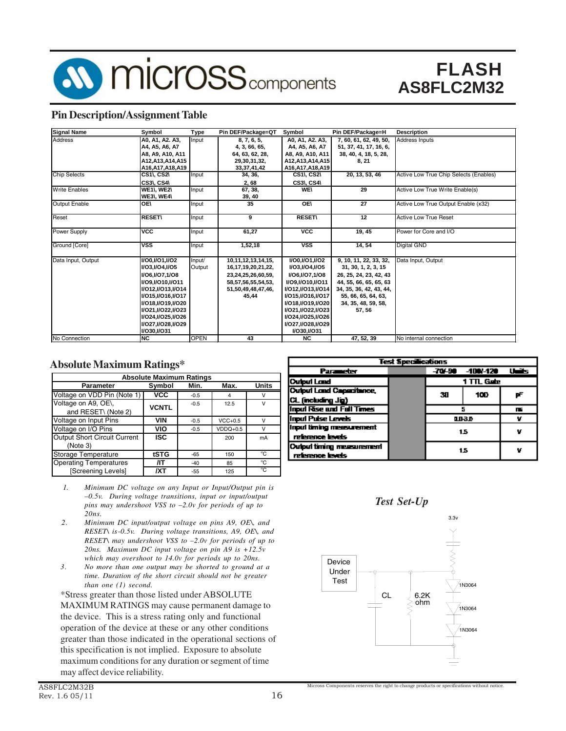# FLASH
# AS8FLC2M32

## Pin Description/Assignment Table

| Signal Name | Symbol | Type | Pin DEF/Package=QT | Symbol | Pin DEF/Package=H | Description |
|---|---|---|---|---|---|---|
| Address | A0, A1, A2. A3, A4, A5, A6, A7 A8, A9, A10, A11 A12,A13,A14,A15 A16,A17,A18,A19 | Input | 8, 7, 6, 5, 4, 3, 66, 65, 64, 63, 62, 28, 29,30,31,32, 33,37,41,42 | A0, A1, A2. A3, A4, A5, A6, A7 A8, A9, A10, A11 A12,A13,A14,A15 A16,A17,A18,A19 | 7, 60, 61, 62, 49, 50, 51, 37, 41, 17, 16, 6, 38, 40, 4, 18, 5, 28, 8, 21 | Address Inputs |
| Chip Selects | CS1\, CS2\ CS3\, CS4\ | Input | 34, 36, 2, 68 | CS1\, CS2\ CS3\, CS4\ | 20, 13, 53, 46 | Active Low True Chip Selects (Enables) |
| Write Enables | WE1\, WE2\ WE3\, WE4\ | Input | 67, 38, 39, 40 | WE\ | 29 | Active Low True Write Enable(s) |
| Output Enable | OE\ | Input | 35 | OE\ | 27 | Active Low True Output Enable (x32) |
| Reset | RESET\ | Input | 9 | RESET\ | 12 | Active Low True Reset |
| Power Supply | VCC | Input | 61,27 | VCC | 19, 45 | Power for Core and I/O |
| Ground [Core] | VSS | Input | 1,52,18 | VSS | 14, 54 | Digital GND |
| Data Input, Output | I/O0,I/O1,I/O2 I/O3,I/O4,I/O5 I/O6,I/O7,1/O8 I/O9,I/O10,I/O11 I/O12,I/O13,I/O14 I/O15,I/O16,I/O17 I/O18,I/O19,I/O20 I/O21,I/O22,I/O23 I/O24,I/O25,I/O26 I/O27,I/O28,I/O29 I/O30,I/O31 | Input/ Output | 10,11,12,13,14,15, 16,17,19,20,21,22, 23,24,25,26,60,59, 58,57,56,55,54,53, 51,50,49,48,47,46, 45,44 | I/O0,I/O1,I/O2 I/O3,I/O4,I/O5 I/O6,I/O7,1/O8 I/O9,I/O10,I/O11 I/O12,I/O13,I/O14 I/O15,I/O16,I/O17 I/O18,I/O19,I/O20 I/O21,I/O22,I/O23 I/O24,I/O25,I/O26 I/O27,I/O28,I/O29 I/O30,I/O31 | 9, 10, 11, 22, 33, 32, 31, 30, 1, 2, 3, 15 26, 25, 24, 23, 42, 43 44, 55, 66, 65, 65, 63 34, 35, 36, 42, 43, 44, 55, 66, 65, 64, 63, 34, 35, 48, 59, 58, 57, 56 | Data Input, Output |
| No Connection | NC | OPEN | 43 | NC | 47, 52, 39 | No internal connection |

## Absolute Maximum Ratings*

| Parameter | Symbol | Min. | Max. | Units |
|---|---|---|---|---|
| Voltage on VDD Pin (Note 1) | VCC | -0.5 | 4 | V |
| Voltage on A9, OE\, and RESET\ (Note 2) | VCNTL | -0.5 | 12.5 | V |
| Voltage on Input Pins | VIN | -0.5 | VCC+0.5 | V |
| Voltage on I/O Pins | VIO | -0.5 | VDDQ+0.5 | V |
| Output Short Circuit Current (Note 3) | ISC | | 200 | mA |
| Storage Temperature | tSTG | -65 | 150 | °C |
| Operating Temperatures | /IT | -40 | 85 | °C |
| [Screening Levels] | /XT | -55 | 125 | °C |

1. *Minimum DC voltage on any Input or Input/Output pin is –0.5v. During voltage transitions, input or input/output pins may undershoot VSS to –2.0v for periods of up to 20ns.*
2. *Minimum DC input/output voltage on pins A9, OE\, and RESET\ is-0.5v. During voltage transitions, A9, OE\, and RESET\ may undershoot VSS to –2.0v for periods of up to 20ns. Maximum DC input voltage on pin A9 is +12.5v which may overshoot to 14.0v for periods up to 20ns.*
3. *No more than one output may be shorted to ground at a time. Duration of the short circuit should not be greater than one (1) second.*

*Stress greater than those listed under ABSOLUTE MAXIMUM RATINGS may cause permanent damage to the device. This is a stress rating only and functional operation of the device at these or any other conditions greater than those indicated in the operational sections of this specification is not implied. Exposure to absolute maximum conditions for any duration or segment of time may affect device reliability.

| Test Specifications | | | | |
|---|---|---|---|---|
| Parameter | | -70/-90 | -100/-120 | Units |
| Output Load | | 1 TTL Gate | | |
| Output Load Capacitance, CL (including Jig) | | 30 | 100 | pF |
| Input Rise and Fall Times | | 5 | | ns |
| Input Pulse Levels | | 0.0-3.0 | | V |
| Input timing measurement reference levels | | 1.5 | | V |
| Output timing measurement reference levels | | 1.5 | | V |

### *Test Set-Up*

3.3v

Device Under Test

CL

6.2K ohm

1N3064

1N3064

1N3064

AS8FLC2M32B
Rev. 1.6 05/11

Micross Components reserves the right to change products or specifications without notice.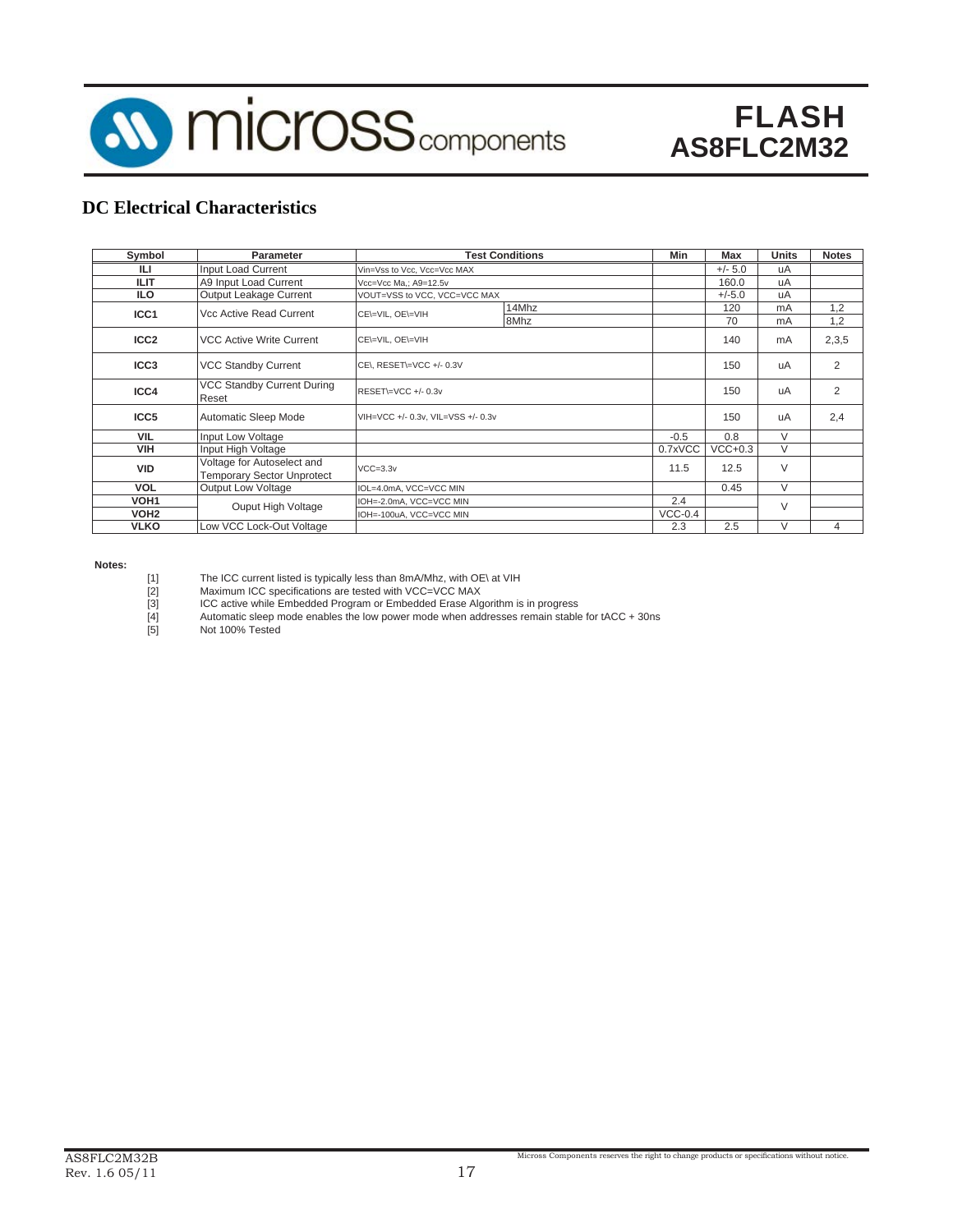## DC Electrical Characteristics

| Symbol | Parameter | Test Conditions | | Min | Max | Units | Notes |
|---|---|---|---|---|---|---|---|
| ILI | Input Load Current | Vin=Vss to Vcc, Vcc=Vcc MAX | | | +/- 5.0 | uA | |
| ILIT | A9 Input Load Current | Vcc=Vcc Ma,; A9=12.5v | | | 160.0 | uA | |
| ILO | Output Leakage Current | VOUT=VSS to VCC, VCC=VCC MAX | | | +/-5.0 | uA | |
| ICC1 | Vcc Active Read Current | CE\=VIL, OE\=VIH | 14Mhz | | 120 | mA | 1,2 |
| | | | 8Mhz | | 70 | mA | 1,2 |
| ICC2 | VCC Active Write Current | CE\=VIL, OE\=VIH | | | 140 | mA | 2,3,5 |
| ICC3 | VCC Standby Current | CE\, RESET\=VCC +/- 0.3V | | | 150 | uA | 2 |
| ICC4 | VCC Standby Current During Reset | RESET\=VCC +/- 0.3v | | | 150 | uA | 2 |
| ICC5 | Automatic Sleep Mode | VIH=VCC +/- 0.3v, VIL=VSS +/- 0.3v | | | 150 | uA | 2,4 |
| VIL | Input Low Voltage | | | -0.5 | 0.8 | V | |
| VIH | Input High Voltage | | | 0.7xVCC | VCC+0.3 | V | |
| VID | Voltage for Autoselect and Temporary Sector Unprotect | VCC=3.3v | | 11.5 | 12.5 | V | |
| VOL | Output Low Voltage | IOL=4.0mA, VCC=VCC MIN | | | 0.45 | V | |
| VOH1 | Ouput High Voltage | IOH=-2.0mA, VCC=VCC MIN | | 2.4 | | V | |
| VOH2 | | IOH=-100uA, VCC=VCC MIN | | VCC-0.4 | | | |
| VLKO | Low VCC Lock-Out Voltage | | | 2.3 | 2.5 | V | 4 |

**Notes:**

[1] The ICC current listed is typically less than 8mA/Mhz, with OE\ at VIH
[2] Maximum ICC specifications are tested with VCC=VCC MAX
[3] ICC active while Embedded Program or Embedded Erase Algorithm is in progress
[4] Automatic sleep mode enables the low power mode when addresses remain stable for tACC + 30ns
[5] Not 100% Tested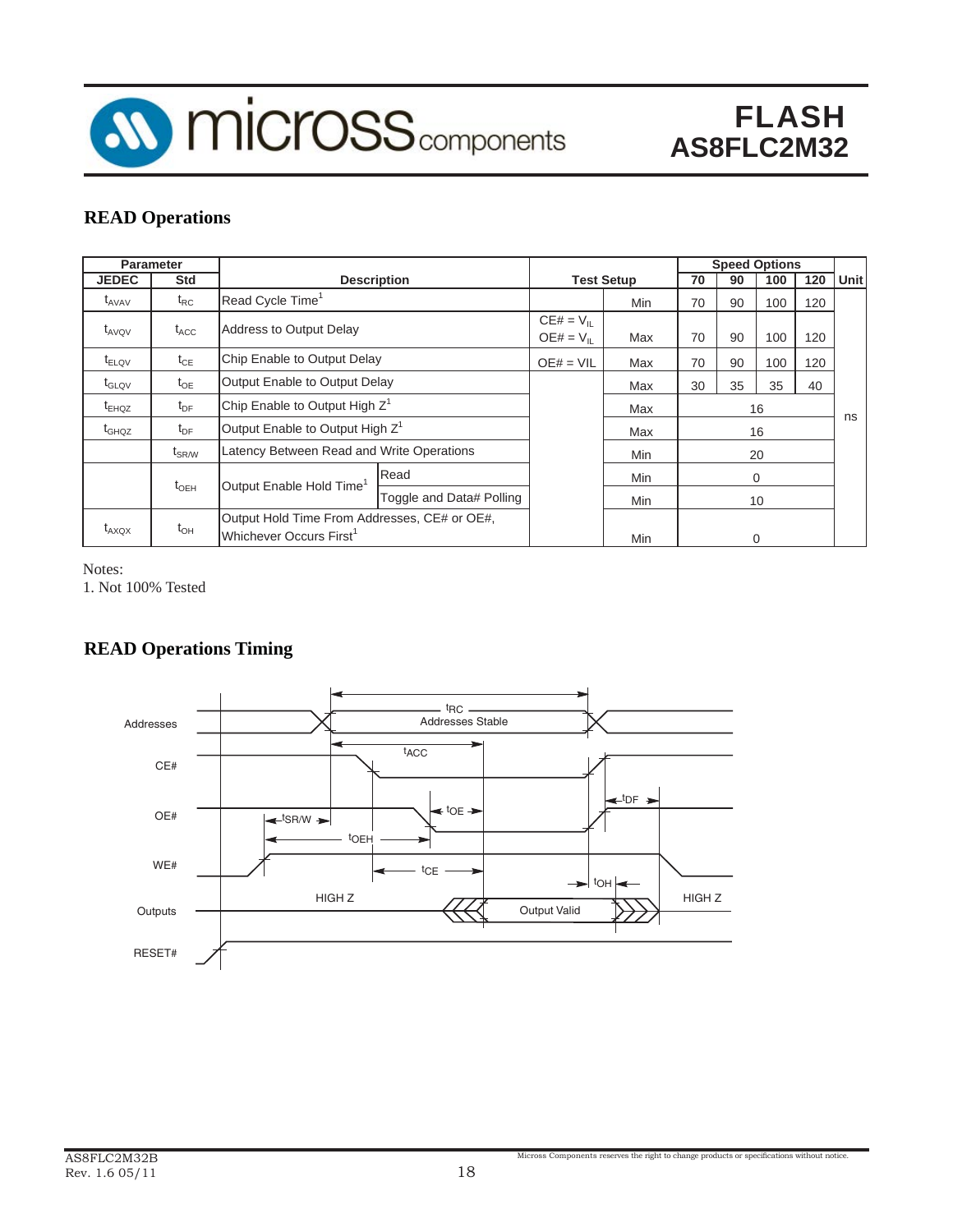## READ Operations

| Parameter | | Description | | Test Setup | | Speed Options | | | | Unit |
|---|---|---|---|---|---|---|---|---|---|---|
| JEDEC | Std | | | | | 70 | 90 | 100 | 120 | |
| $t_{AVAV}$ | $t_{RC}$ | Read Cycle Time[1] | | | Min | 70 | 90 | 100 | 120 | ns |
| $t_{AVQV}$ | $t_{ACC}$ | Address to Output Delay | | CE# = $V_{IL}$ OE# = $V_{IL}$ | Max | 70 | 90 | 100 | 120 | ns |
| $t_{ELQV}$ | $t_{CE}$ | Chip Enable to Output Delay | | OE# = VIL | Max | 70 | 90 | 100 | 120 | ns |
| $t_{GLQV}$ | $t_{OE}$ | Output Enable to Output Delay | | | Max | 30 | 35 | 35 | 40 | ns |
| $t_{EHQZ}$ | $t_{DF}$ | Chip Enable to Output High Z[1] | | | Max | 16 | | | | ns |
| $t_{GHQZ}$ | $t_{DF}$ | Output Enable to Output High Z[1] | | | Max | 16 | | | | ns |
| | $t_{SR/W}$ | Latency Between Read and Write Operations | | | Min | 20 | | | | ns |
| | $t_{OEH}$ | Output Enable Hold Time[1] | Read | | Min | 0 | | | | ns |
| | | | Toggle and Data# Polling | | Min | 10 | | | | ns |
| $t_{AXQX}$ | $t_{OH}$ | Output Hold Time From Addresses, CE# or OE#, Whichever Occurs First[1] | | | Min | 0 | | | | ns |

Notes:
1. Not 100% Tested

## READ Operations Timing

Addresses — $t_{RC}$ — Addresses Stable
CE# — $t_{ACC}$
OE# — $t_{SR/W}$ — $t_{OE}$ — $t_{DF}$ — $t_{OEH}$
WE# — $t_{CE}$ — $t_{OH}$
Outputs — HIGH Z — Output Valid — HIGH Z
RESET#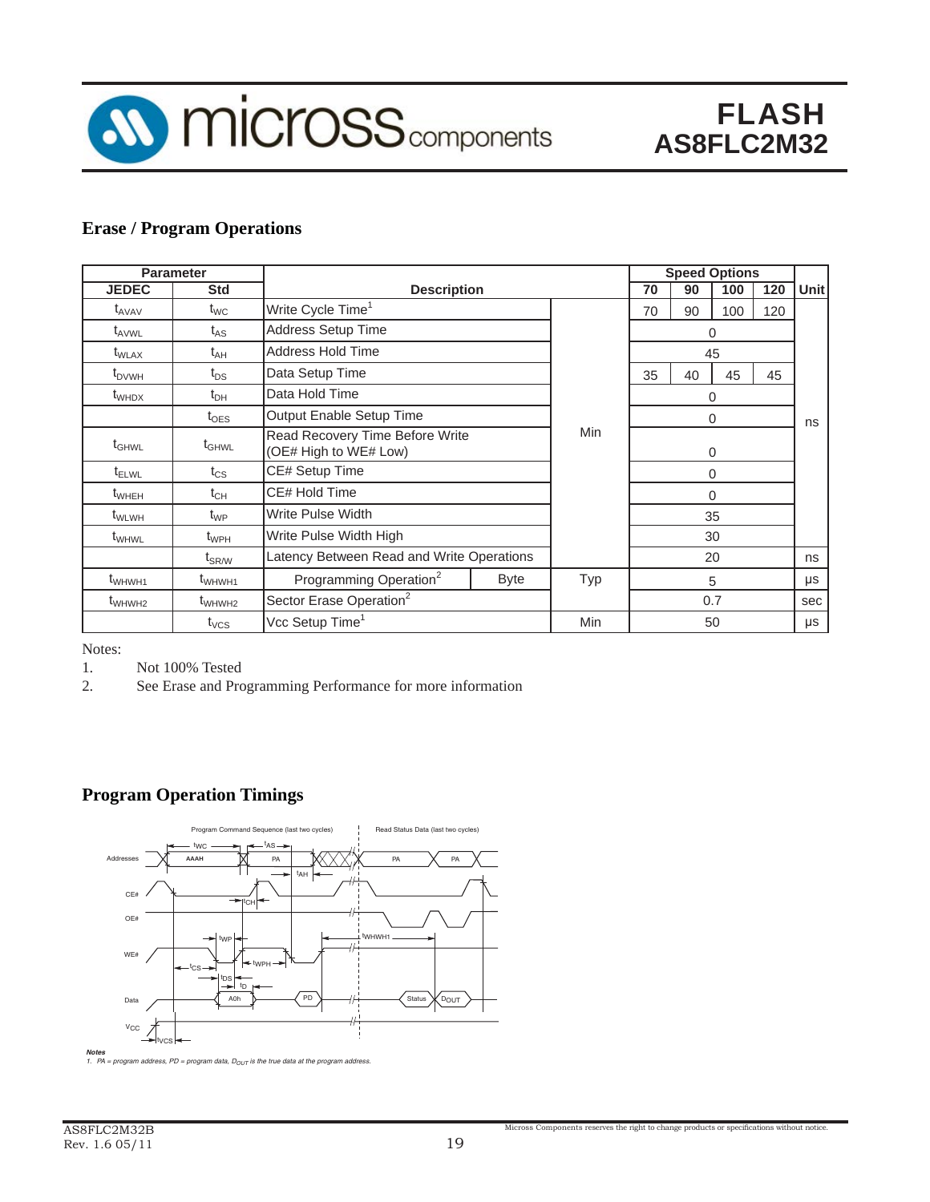## Erase / Program Operations

| Parameter | | Description | | | Speed Options | | | | Unit |
|---|---|---|---|---|---|---|---|---|---|
| JEDEC | Std | | | | 70 | 90 | 100 | 120 | |
| $t_{AVAV}$ | $t_{WC}$ | Write Cycle Time[1] | | Min | 70 | 90 | 100 | 120 | ns |
| $t_{AVWL}$ | $t_{AS}$ | Address Setup Time | | Min | 0 | | | | ns |
| $t_{WLAX}$ | $t_{AH}$ | Address Hold Time | | Min | 45 | | | | ns |
| $t_{DVWH}$ | $t_{DS}$ | Data Setup Time | | Min | 35 | 40 | 45 | 45 | ns |
| $t_{WHDX}$ | $t_{DH}$ | Data Hold Time | | Min | 0 | | | | ns |
| | $t_{OES}$ | Output Enable Setup Time | | Min | 0 | | | | ns |
| $t_{GHWL}$ | $t_{GHWL}$ | Read Recovery Time Before Write (OE# High to WE# Low) | | Min | 0 | | | | ns |
| $t_{ELWL}$ | $t_{CS}$ | CE# Setup Time | | Min | 0 | | | | ns |
| $t_{WHEH}$ | $t_{CH}$ | CE# Hold Time | | Min | 0 | | | | ns |
| $t_{WLWH}$ | $t_{WP}$ | Write Pulse Width | | Min | 35 | | | | ns |
| $t_{WHWL}$ | $t_{WPH}$ | Write Pulse Width High | | Min | 30 | | | | ns |
| | $t_{SR/W}$ | Latency Between Read and Write Operations | | Min | 20 | | | | ns |
| $t_{WHWH1}$ | $t_{WHWH1}$ | Programming Operation[2] | Byte | Typ | 5 | | | | µs |
| $t_{WHWH2}$ | $t_{WHWH2}$ | Sector Erase Operation[2] | | Typ | 0.7 | | | | sec |
| | $t_{VCS}$ | Vcc Setup Time[1] | | Min | 50 | | | | µs |

Notes:

1. Not 100% Tested
2. See Erase and Programming Performance for more information

## Program Operation Timings

*Notes*

*1. PA = program address, PD = program data, $D_{OUT}$ is the true data at the program address.*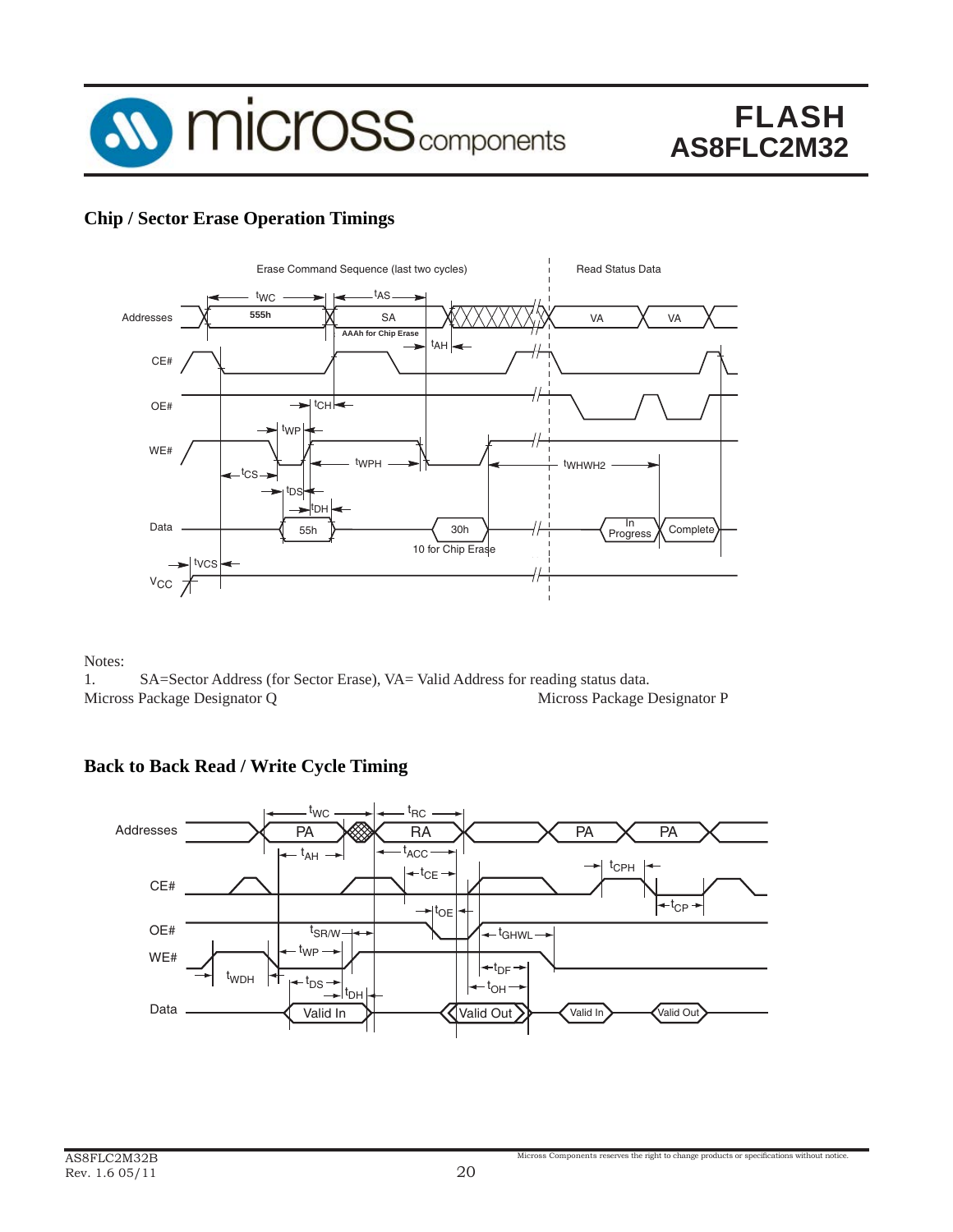## Chip / Sector Erase Operation Timings

Notes:

1. SA=Sector Address (for Sector Erase), VA= Valid Address for reading status data.

Micross Package Designator Q

Micross Package Designator P

## Back to Back Read / Write Cycle Timing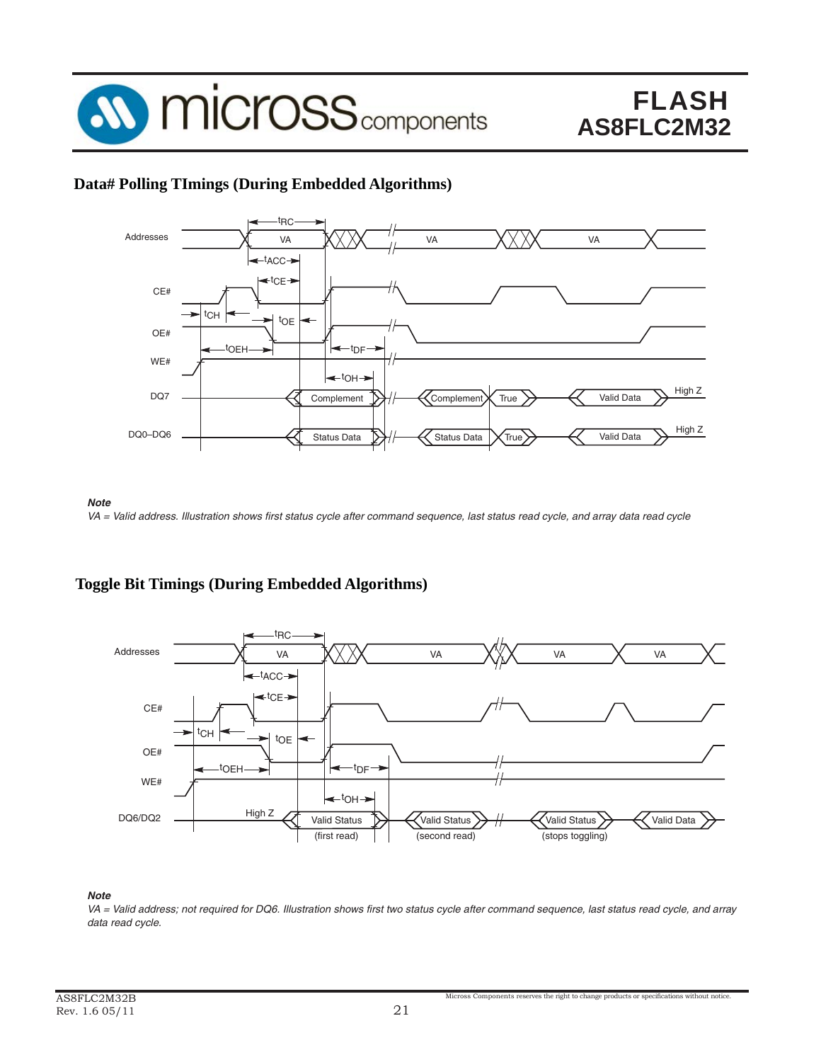## Data# Polling TImings (During Embedded Algorithms)

Addresses | VA | VA | VA

$t_{RC}$ | $t_{ACC}$ | $t_{CE}$ | $t_{CH}$ | $t_{OE}$ | $t_{OEH}$ | $t_{DF}$ | $t_{OH}$

CE#

OE#

WE#

DQ7 | Complement | Complement | True | Valid Data | High Z

DQ0–DQ6 | Status Data | Status Data | True | Valid Data | High Z

***Note***

*VA = Valid address. Illustration shows first status cycle after command sequence, last status read cycle, and array data read cycle*

## Toggle Bit Timings (During Embedded Algorithms)

Addresses | VA | VA | VA | VA

$t_{RC}$ | $t_{ACC}$ | $t_{CE}$ | $t_{CH}$ | $t_{OE}$ | $t_{OEH}$ | $t_{DF}$ | $t_{OH}$

CE#

OE#

WE#

DQ6/DQ2 | High Z | Valid Status (first read) | Valid Status (second read) | Valid Status (stops toggling) | Valid Data

***Note***

*VA = Valid address; not required for DQ6. Illustration shows first two status cycle after command sequence, last status read cycle, and array data read cycle.*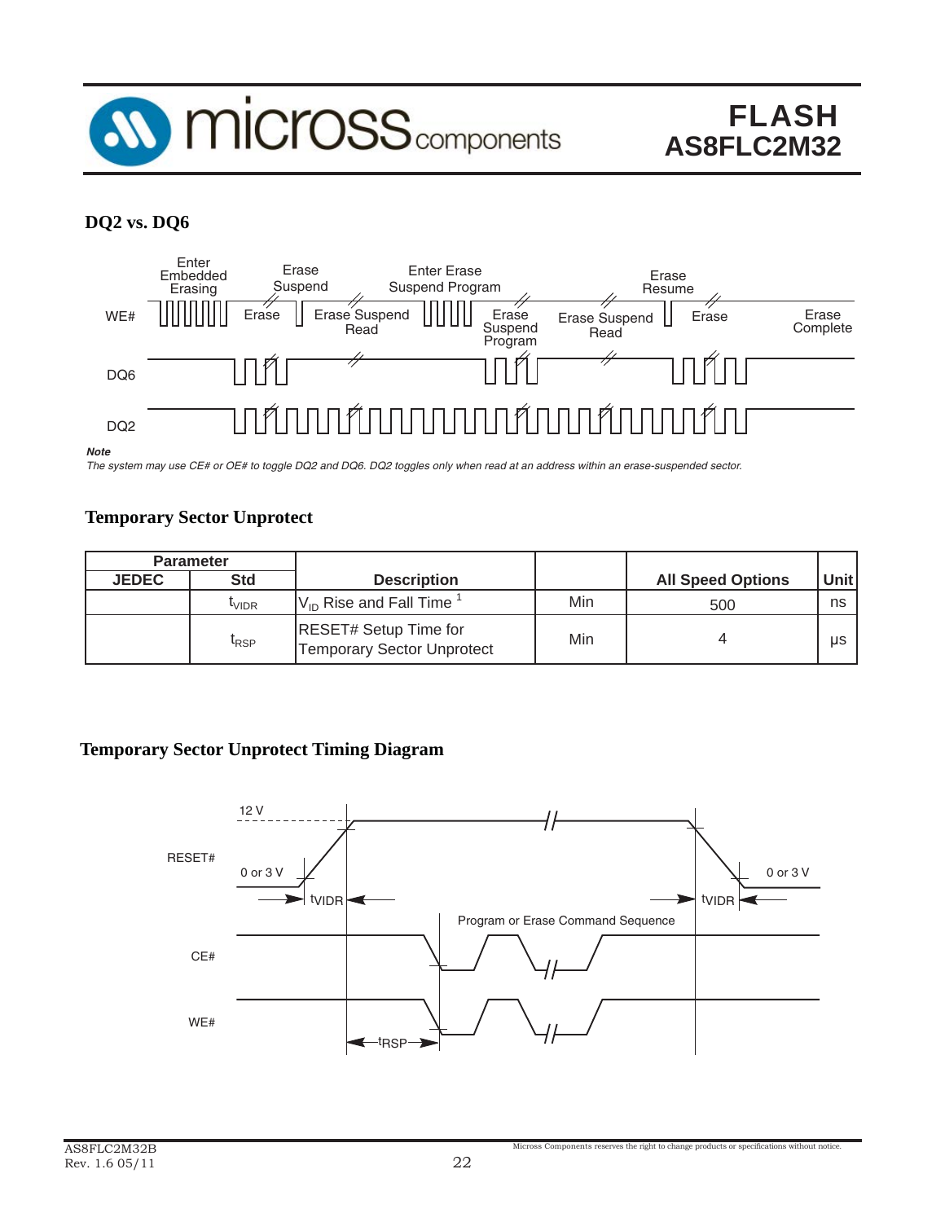## DQ2 vs. DQ6

***Note***

*The system may use CE# or OE# to toggle DQ2 and DQ6. DQ2 toggles only when read at an address within an erase-suspended sector.*

## Temporary Sector Unprotect

| Parameter | | Description | | All Speed Options | Unit |
|---|---|---|---|---|---|
| JEDEC | Std | | | | |
| | $t_{VIDR}$ | $V_{ID}$ Rise and Fall Time [1] | Min | 500 | ns |
| | $t_{RSP}$ | RESET# Setup Time for Temporary Sector Unprotect | Min | 4 | µs |

## Temporary Sector Unprotect Timing Diagram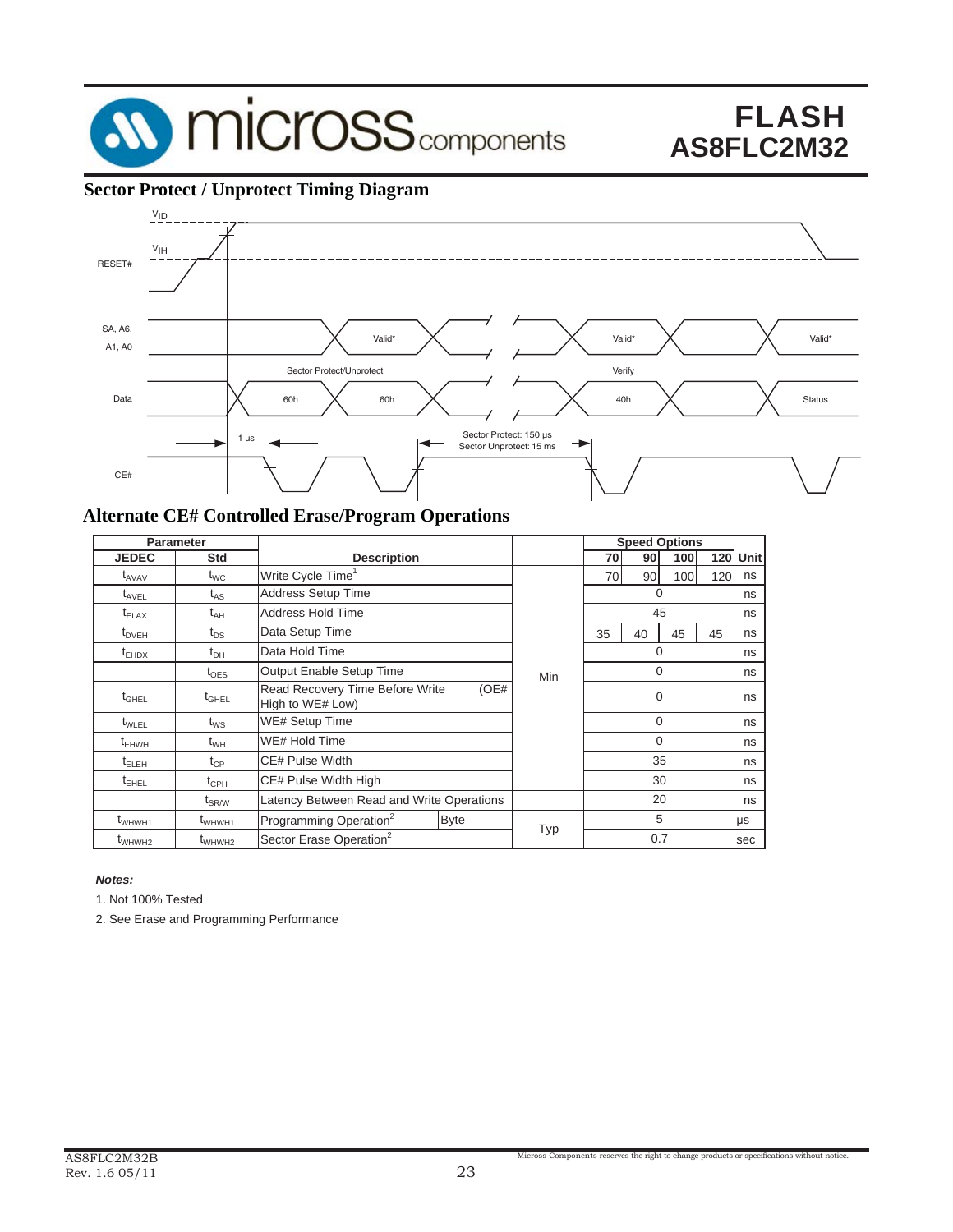## Sector Protect / Unprotect Timing Diagram

## Alternate CE# Controlled Erase/Program Operations

| Parameter | | Description | | Speed Options | | | | Unit |
|---|---|---|---|---|---|---|---|---|
| JEDEC | Std | | | 70 | 90 | 100 | 120 | |
| $t_{AVAV}$ | $t_{WC}$ | Write Cycle Time[1] | Min | 70 | 90 | 100 | 120 | ns |
| $t_{AVEL}$ | $t_{AS}$ | Address Setup Time | Min | 0 | | | | ns |
| $t_{ELAX}$ | $t_{AH}$ | Address Hold Time | Min | 45 | | | | ns |
| $t_{DVEH}$ | $t_{DS}$ | Data Setup Time | Min | 35 | 40 | 45 | 45 | ns |
| $t_{EHDX}$ | $t_{DH}$ | Data Hold Time | Min | 0 | | | | ns |
| | $t_{OES}$ | Output Enable Setup Time | Min | 0 | | | | ns |
| $t_{GHEL}$ | $t_{GHEL}$ | Read Recovery Time Before Write (OE# High to WE# Low) | Min | 0 | | | | ns |
| $t_{WLEL}$ | $t_{WS}$ | WE# Setup Time | Min | 0 | | | | ns |
| $t_{EHWH}$ | $t_{WH}$ | WE# Hold Time | Min | 0 | | | | ns |
| $t_{ELEH}$ | $t_{CP}$ | CE# Pulse Width | Min | 35 | | | | ns |
| $t_{EHEL}$ | $t_{CPH}$ | CE# Pulse Width High | Min | 30 | | | | ns |
| | $t_{SR/W}$ | Latency Between Read and Write Operations | | 20 | | | | ns |
| $t_{WHWH1}$ | $t_{WHWH1}$ | Programming Operation[2] Byte | Typ | 5 | | | | µs |
| $t_{WHWH2}$ | $t_{WHWH2}$ | Sector Erase Operation[2] | Typ | 0.7 | | | | sec |

***Notes:***

1. Not 100% Tested
2. See Erase and Programming Performance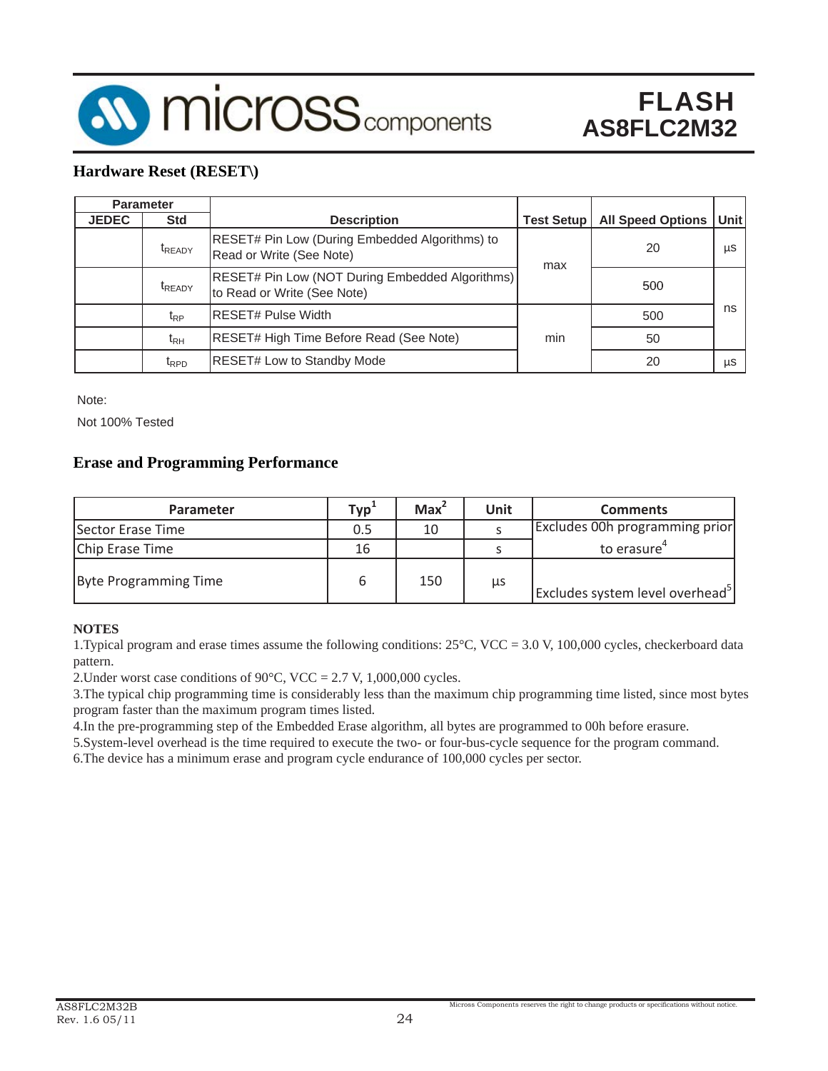## Hardware Reset (RESET\)

| Parameter | | Description | Test Setup | All Speed Options | Unit |
|---|---|---|---|---|---|
| JEDEC | Std | | | | |
| | $t_{READY}$ | RESET# Pin Low (During Embedded Algorithms) to Read or Write (See Note) | max | 20 | µs |
| | $t_{READY}$ | RESET# Pin Low (NOT During Embedded Algorithms) to Read or Write (See Note) | max | 500 | ns |
| | $t_{RP}$ | RESET# Pulse Width | min | 500 | ns |
| | $t_{RH}$ | RESET# High Time Before Read (See Note) | min | 50 | ns |
| | $t_{RPD}$ | RESET# Low to Standby Mode | min | 20 | µs |

Note:

Not 100% Tested

## Erase and Programming Performance

| Parameter | Typ[1] | Max[2] | Unit | Comments |
|---|---|---|---|---|
| Sector Erase Time | 0.5 | 10 | s | Excludes 00h programming prior to erasure[4] |
| Chip Erase Time | 16 | | s | Excludes 00h programming prior to erasure[4] |
| Byte Programming Time | 6 | 150 | µs | Excludes system level overhead[5] |

**NOTES**

1.Typical program and erase times assume the following conditions: 25°C, VCC = 3.0 V, 100,000 cycles, checkerboard data pattern.

2.Under worst case conditions of 90°C, VCC = 2.7 V, 1,000,000 cycles.

3.The typical chip programming time is considerably less than the maximum chip programming time listed, since most bytes program faster than the maximum program times listed.

4.In the pre-programming step of the Embedded Erase algorithm, all bytes are programmed to 00h before erasure.

5.System-level overhead is the time required to execute the two- or four-bus-cycle sequence for the program command.

6.The device has a minimum erase and program cycle endurance of 100,000 cycles per sector.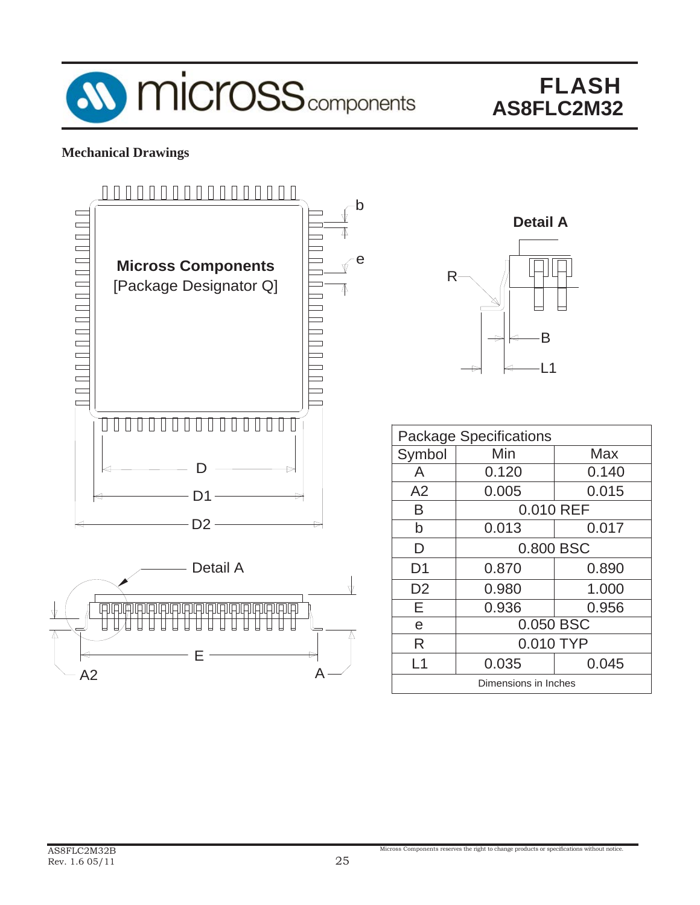## Mechanical Drawings

| Package Specifications | | |
|---|---|---|
| Symbol | Min | Max |
| A | 0.120 | 0.140 |
| A2 | 0.005 | 0.015 |
| B | 0.010 REF | |
| b | 0.013 | 0.017 |
| D | 0.800 BSC | |
| D1 | 0.870 | 0.890 |
| D2 | 0.980 | 1.000 |
| E | 0.936 | 0.956 |
| e | 0.050 BSC | |
| R | 0.010 TYP | |
| L1 | 0.035 | 0.045 |
| Dimensions in Inches | | |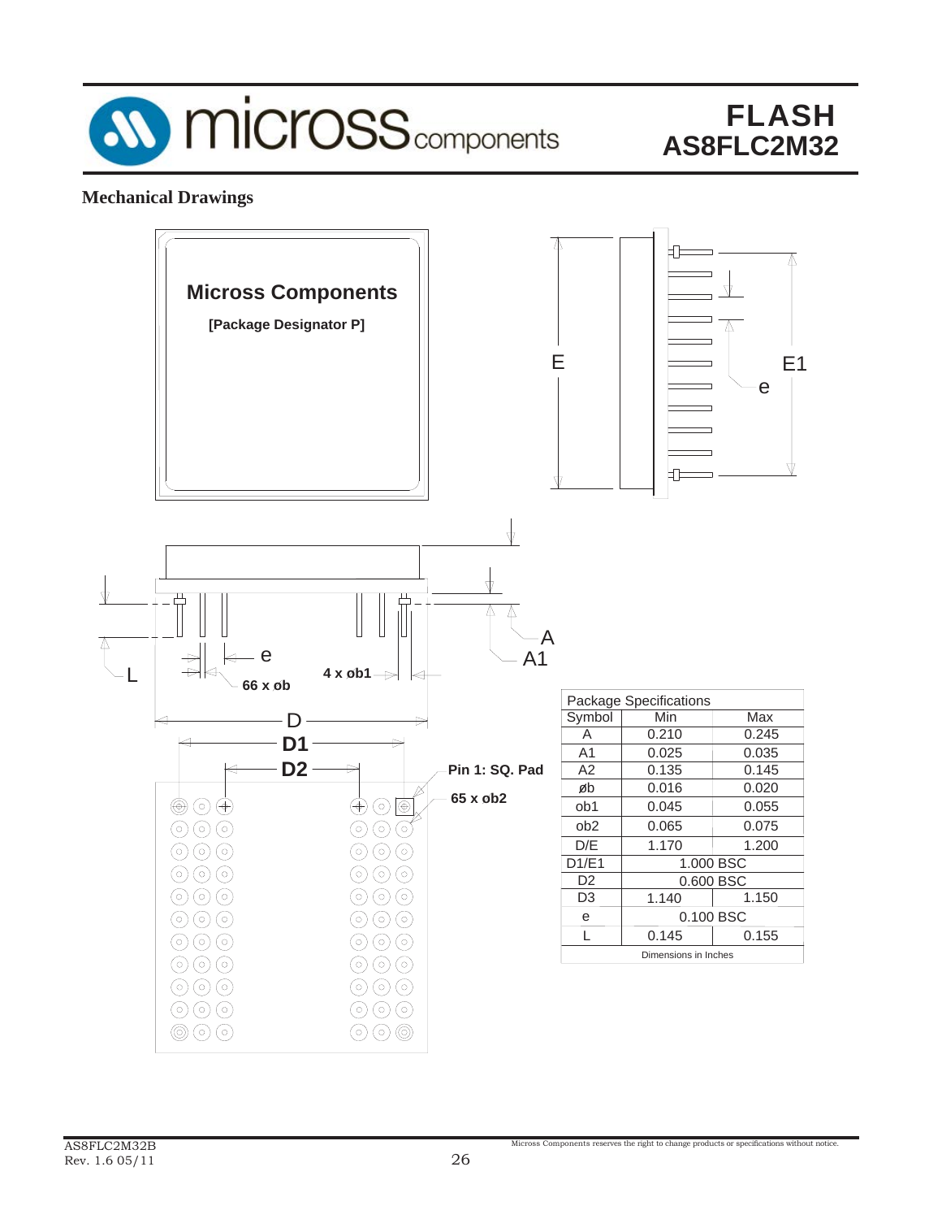## Mechanical Drawings

Micross Components

[Package Designator P]

E

E1

e

A

A1

L

e

66 x øb

4 x øb1

D

D1

D2

Pin 1: SQ. Pad

65 x øb2

| Package Specifications | | |
|---|---|---|
| Symbol | Min | Max |
| A | 0.210 | 0.245 |
| A1 | 0.025 | 0.035 |
| A2 | 0.135 | 0.145 |
| øb | 0.016 | 0.020 |
| øb1 | 0.045 | 0.055 |
| øb2 | 0.065 | 0.075 |
| D/E | 1.170 | 1.200 |
| D1/E1 | 1.000 BSC | |
| D2 | 0.600 BSC | |
| D3 | 1.140 | 1.150 |
| e | 0.100 BSC | |
| L | 0.145 | 0.155 |

Dimensions in Inches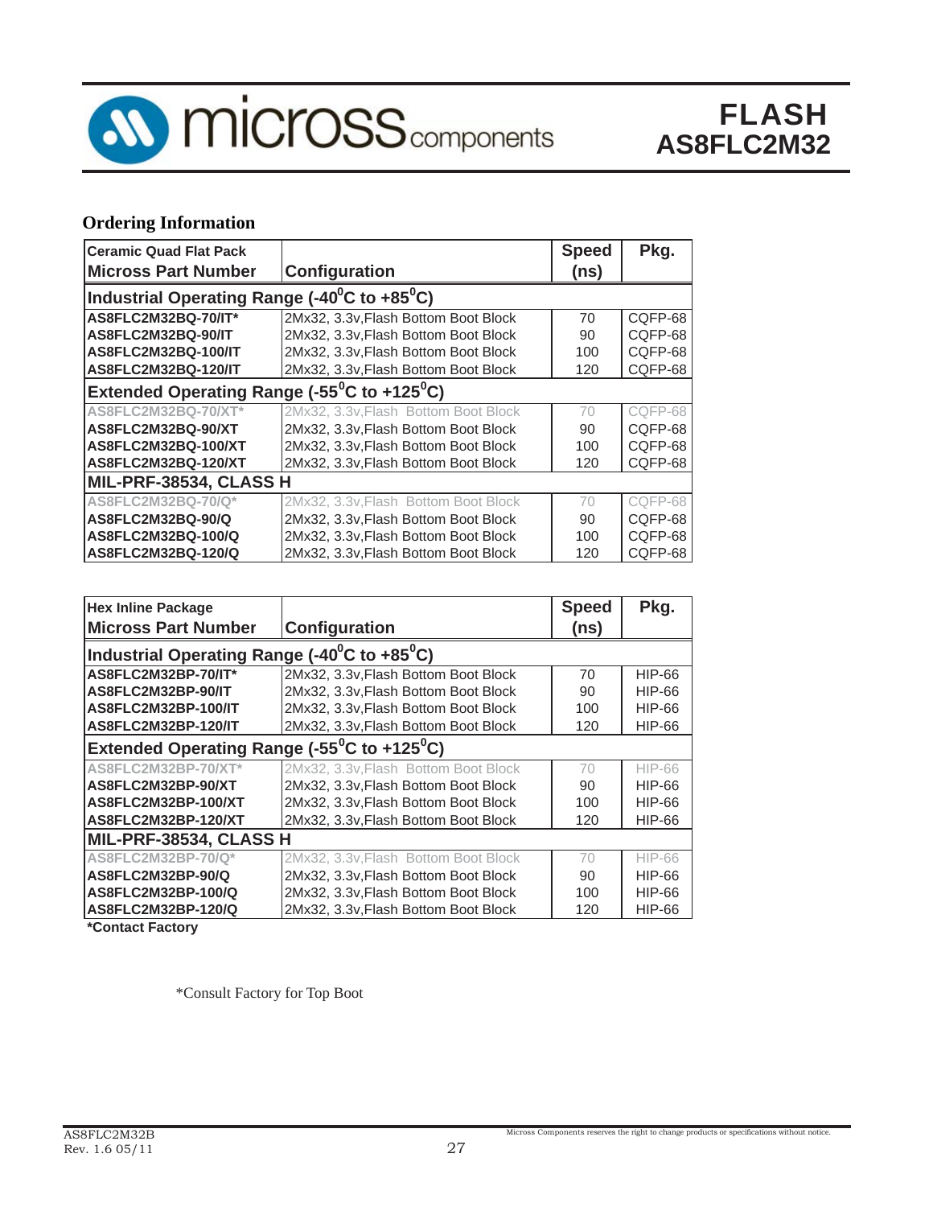## Ordering Information

| Ceramic Quad Flat Pack<br>Micross Part Number | Configuration | Speed (ns) | Pkg. |
|---|---|---|---|
| **Industrial Operating Range (-40$^0$C to +85$^0$C)** | | | |
| AS8FLC2M32BQ-70/IT* | 2Mx32, 3.3v,Flash Bottom Boot Block | 70 | CQFP-68 |
| AS8FLC2M32BQ-90/IT | 2Mx32, 3.3v,Flash Bottom Boot Block | 90 | CQFP-68 |
| AS8FLC2M32BQ-100/IT | 2Mx32, 3.3v,Flash Bottom Boot Block | 100 | CQFP-68 |
| AS8FLC2M32BQ-120/IT | 2Mx32, 3.3v,Flash Bottom Boot Block | 120 | CQFP-68 |
| **Extended Operating Range (-55$^0$C to +125$^0$C)** | | | |
| AS8FLC2M32BQ-70/XT* | 2Mx32, 3.3v,Flash Bottom Boot Block | 70 | CQFP-68 |
| AS8FLC2M32BQ-90/XT | 2Mx32, 3.3v,Flash Bottom Boot Block | 90 | CQFP-68 |
| AS8FLC2M32BQ-100/XT | 2Mx32, 3.3v,Flash Bottom Boot Block | 100 | CQFP-68 |
| AS8FLC2M32BQ-120/XT | 2Mx32, 3.3v,Flash Bottom Boot Block | 120 | CQFP-68 |
| **MIL-PRF-38534, CLASS H** | | | |
| AS8FLC2M32BQ-70/Q* | 2Mx32, 3.3v,Flash Bottom Boot Block | 70 | CQFP-68 |
| AS8FLC2M32BQ-90/Q | 2Mx32, 3.3v,Flash Bottom Boot Block | 90 | CQFP-68 |
| AS8FLC2M32BQ-100/Q | 2Mx32, 3.3v,Flash Bottom Boot Block | 100 | CQFP-68 |
| AS8FLC2M32BQ-120/Q | 2Mx32, 3.3v,Flash Bottom Boot Block | 120 | CQFP-68 |

| Hex Inline Package<br>Micross Part Number | Configuration | Speed (ns) | Pkg. |
|---|---|---|---|
| **Industrial Operating Range (-40$^0$C to +85$^0$C)** | | | |
| AS8FLC2M32BP-70/IT* | 2Mx32, 3.3v,Flash Bottom Boot Block | 70 | HIP-66 |
| AS8FLC2M32BP-90/IT | 2Mx32, 3.3v,Flash Bottom Boot Block | 90 | HIP-66 |
| AS8FLC2M32BP-100/IT | 2Mx32, 3.3v,Flash Bottom Boot Block | 100 | HIP-66 |
| AS8FLC2M32BP-120/IT | 2Mx32, 3.3v,Flash Bottom Boot Block | 120 | HIP-66 |
| **Extended Operating Range (-55$^0$C to +125$^0$C)** | | | |
| AS8FLC2M32BP-70/XT* | 2Mx32, 3.3v,Flash Bottom Boot Block | 70 | HIP-66 |
| AS8FLC2M32BP-90/XT | 2Mx32, 3.3v,Flash Bottom Boot Block | 90 | HIP-66 |
| AS8FLC2M32BP-100/XT | 2Mx32, 3.3v,Flash Bottom Boot Block | 100 | HIP-66 |
| AS8FLC2M32BP-120/XT | 2Mx32, 3.3v,Flash Bottom Boot Block | 120 | HIP-66 |
| **MIL-PRF-38534, CLASS H** | | | |
| AS8FLC2M32BP-70/Q* | 2Mx32, 3.3v,Flash Bottom Boot Block | 70 | HIP-66 |
| AS8FLC2M32BP-90/Q | 2Mx32, 3.3v,Flash Bottom Boot Block | 90 | HIP-66 |
| AS8FLC2M32BP-100/Q | 2Mx32, 3.3v,Flash Bottom Boot Block | 100 | HIP-66 |
| AS8FLC2M32BP-120/Q | 2Mx32, 3.3v,Flash Bottom Boot Block | 120 | HIP-66 |

**\*Contact Factory**

*Consult Factory for Top Boot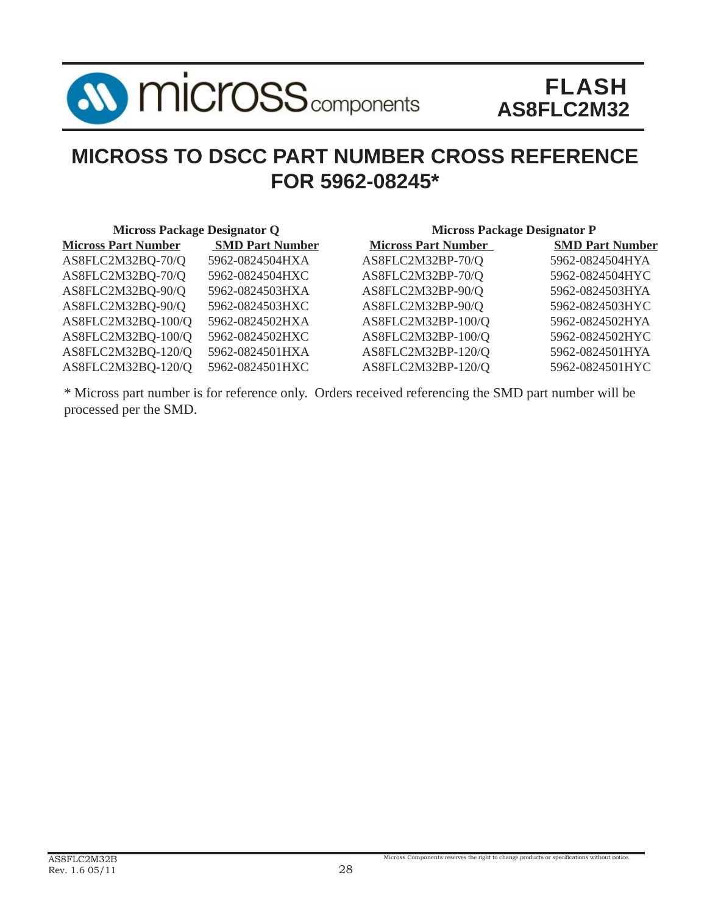# MICROSS TO DSCC PART NUMBER CROSS REFERENCE FOR 5962-08245*

| Micross Package Designator Q | | Micross Package Designator P | |
|---|---|---|---|
| **Micross Part Number** | **SMD Part Number** | **Micross Part Number** | **SMD Part Number** |
| AS8FLC2M32BQ-70/Q | 5962-0824504HXA | AS8FLC2M32BP-70/Q | 5962-0824504HYA |
| AS8FLC2M32BQ-70/Q | 5962-0824504HXC | AS8FLC2M32BP-70/Q | 5962-0824504HYC |
| AS8FLC2M32BQ-90/Q | 5962-0824503HXA | AS8FLC2M32BP-90/Q | 5962-0824503HYA |
| AS8FLC2M32BQ-90/Q | 5962-0824503HXC | AS8FLC2M32BP-90/Q | 5962-0824503HYC |
| AS8FLC2M32BQ-100/Q | 5962-0824502HXA | AS8FLC2M32BP-100/Q | 5962-0824502HYA |
| AS8FLC2M32BQ-100/Q | 5962-0824502HXC | AS8FLC2M32BP-100/Q | 5962-0824502HYC |
| AS8FLC2M32BQ-120/Q | 5962-0824501HXA | AS8FLC2M32BP-120/Q | 5962-0824501HYA |
| AS8FLC2M32BQ-120/Q | 5962-0824501HXC | AS8FLC2M32BP-120/Q | 5962-0824501HYC |

* Micross part number is for reference only. Orders received referencing the SMD part number will be processed per the SMD.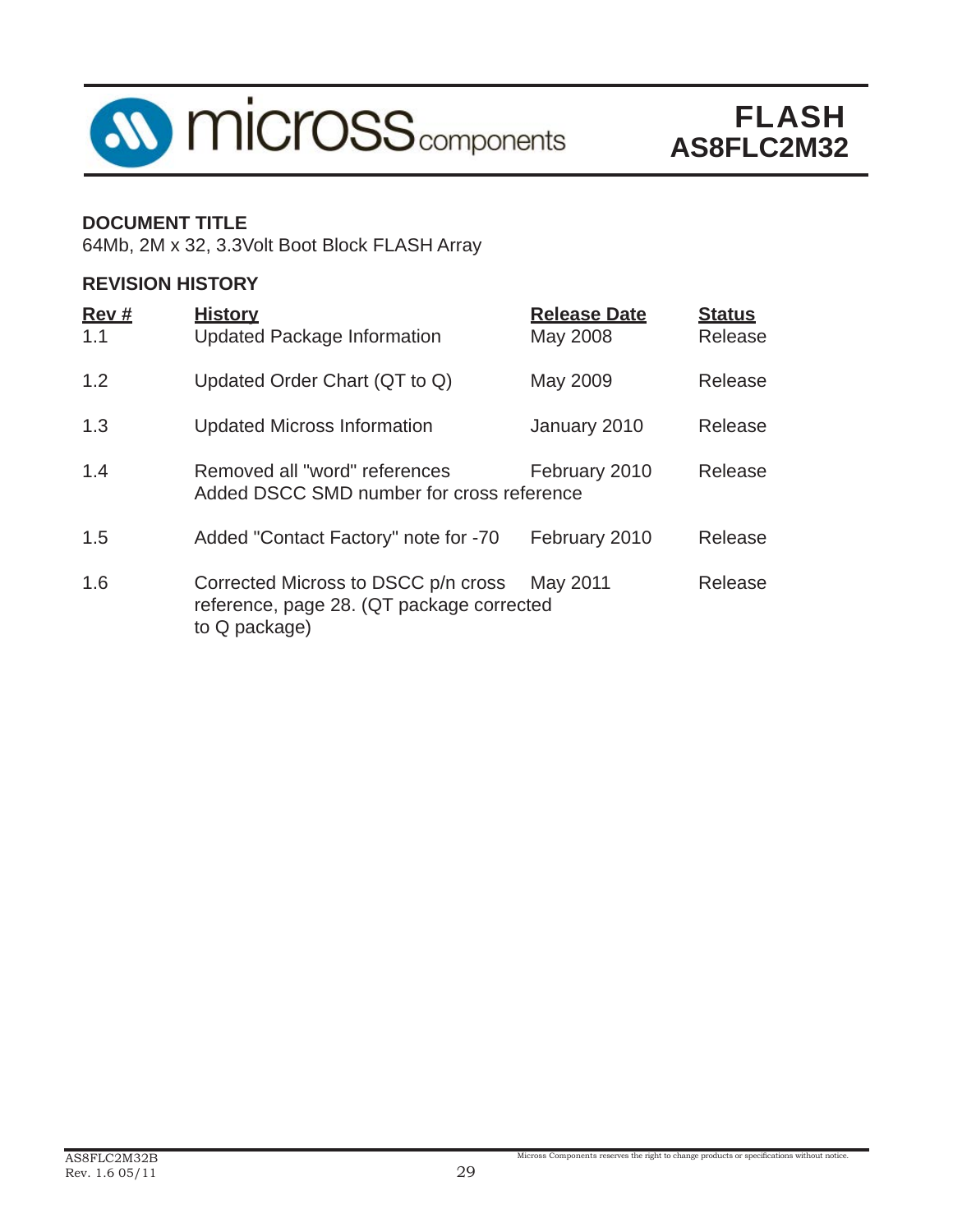**FLASH**
**AS8FLC2M32**

## DOCUMENT TITLE

64Mb, 2M x 32, 3.3Volt Boot Block FLASH Array

## REVISION HISTORY

| Rev # | History | Release Date | Status |
|---|---|---|---|
| 1.1 | Updated Package Information | May 2008 | Release |
| 1.2 | Updated Order Chart (QT to Q) | May 2009 | Release |
| 1.3 | Updated Micross Information | January 2010 | Release |
| 1.4 | Removed all "word" references<br>Added DSCC SMD number for cross reference | February 2010 | Release |
| 1.5 | Added "Contact Factory" note for -70 | February 2010 | Release |
| 1.6 | Corrected Micross to DSCC p/n cross reference, page 28. (QT package corrected to Q package) | May 2011 | Release |